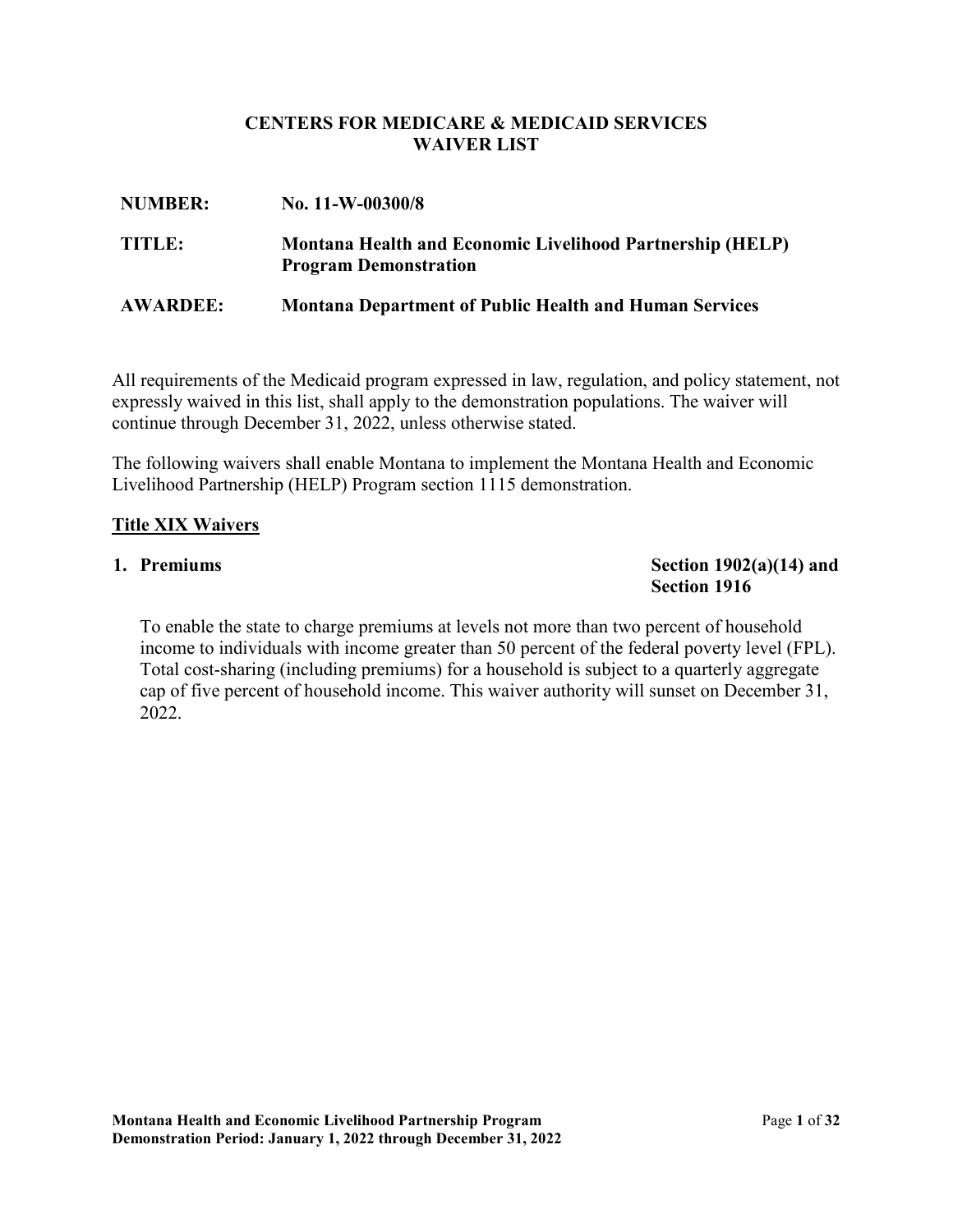# CENTERS FOR MEDICARE & MEDICAID SERVICES
# WAIVER LIST

**NUMBER:** No. 11-W-00300/8

**TITLE:** Montana Health and Economic Livelihood Partnership (HELP) Program Demonstration

**AWARDEE:** Montana Department of Public Health and Human Services

All requirements of the Medicaid program expressed in law, regulation, and policy statement, not expressly waived in this list, shall apply to the demonstration populations. The waiver will continue through December 31, 2022, unless otherwise stated.

The following waivers shall enable Montana to implement the Montana Health and Economic Livelihood Partnership (HELP) Program section 1115 demonstration.

## Title XIX Waivers

### 1. Premiums — Section 1902(a)(14) and Section 1916

To enable the state to charge premiums at levels not more than two percent of household income to individuals with income greater than 50 percent of the federal poverty level (FPL). Total cost-sharing (including premiums) for a household is subject to a quarterly aggregate cap of five percent of household income. This waiver authority will sunset on December 31, 2022.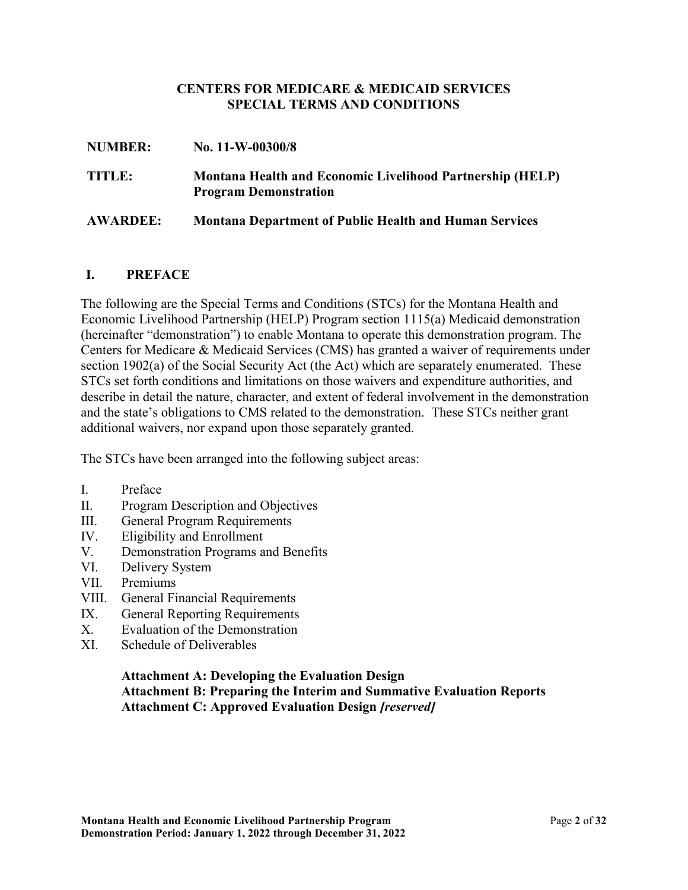**CENTERS FOR MEDICARE & MEDICAID SERVICES**
**SPECIAL TERMS AND CONDITIONS**

**NUMBER:** **No. 11-W-00300/8**

**TITLE:** **Montana Health and Economic Livelihood Partnership (HELP) Program Demonstration**

**AWARDEE:** **Montana Department of Public Health and Human Services**

## I. PREFACE

The following are the Special Terms and Conditions (STCs) for the Montana Health and Economic Livelihood Partnership (HELP) Program section 1115(a) Medicaid demonstration (hereinafter "demonstration") to enable Montana to operate this demonstration program. The Centers for Medicare & Medicaid Services (CMS) has granted a waiver of requirements under section 1902(a) of the Social Security Act (the Act) which are separately enumerated. These STCs set forth conditions and limitations on those waivers and expenditure authorities, and describe in detail the nature, character, and extent of federal involvement in the demonstration and the state's obligations to CMS related to the demonstration. These STCs neither grant additional waivers, nor expand upon those separately granted.

The STCs have been arranged into the following subject areas:

I. Preface
II. Program Description and Objectives
III. General Program Requirements
IV. Eligibility and Enrollment
V. Demonstration Programs and Benefits
VI. Delivery System
VII. Premiums
VIII. General Financial Requirements
IX. General Reporting Requirements
X. Evaluation of the Demonstration
XI. Schedule of Deliverables

**Attachment A: Developing the Evaluation Design**
**Attachment B: Preparing the Interim and Summative Evaluation Reports**
**Attachment C: Approved Evaluation Design *[reserved]***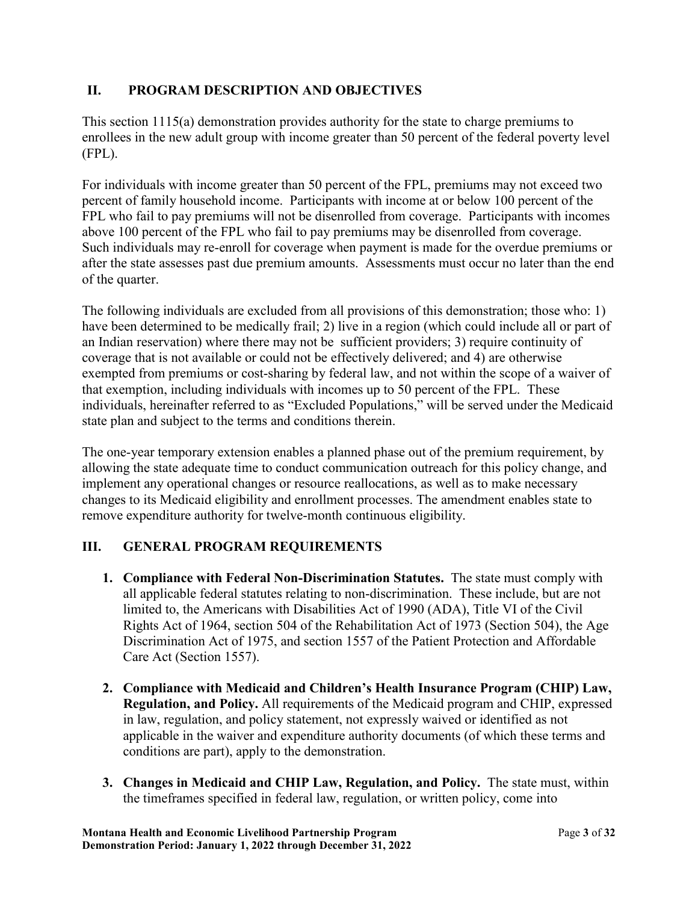## II. PROGRAM DESCRIPTION AND OBJECTIVES

This section 1115(a) demonstration provides authority for the state to charge premiums to enrollees in the new adult group with income greater than 50 percent of the federal poverty level (FPL).

For individuals with income greater than 50 percent of the FPL, premiums may not exceed two percent of family household income. Participants with income at or below 100 percent of the FPL who fail to pay premiums will not be disenrolled from coverage. Participants with incomes above 100 percent of the FPL who fail to pay premiums may be disenrolled from coverage. Such individuals may re-enroll for coverage when payment is made for the overdue premiums or after the state assesses past due premium amounts. Assessments must occur no later than the end of the quarter.

The following individuals are excluded from all provisions of this demonstration; those who: 1) have been determined to be medically frail; 2) live in a region (which could include all or part of an Indian reservation) where there may not be sufficient providers; 3) require continuity of coverage that is not available or could not be effectively delivered; and 4) are otherwise exempted from premiums or cost-sharing by federal law, and not within the scope of a waiver of that exemption, including individuals with incomes up to 50 percent of the FPL. These individuals, hereinafter referred to as "Excluded Populations," will be served under the Medicaid state plan and subject to the terms and conditions therein.

The one-year temporary extension enables a planned phase out of the premium requirement, by allowing the state adequate time to conduct communication outreach for this policy change, and implement any operational changes or resource reallocations, as well as to make necessary changes to its Medicaid eligibility and enrollment processes. The amendment enables state to remove expenditure authority for twelve-month continuous eligibility.

## III. GENERAL PROGRAM REQUIREMENTS

1. **Compliance with Federal Non-Discrimination Statutes.** The state must comply with all applicable federal statutes relating to non-discrimination. These include, but are not limited to, the Americans with Disabilities Act of 1990 (ADA), Title VI of the Civil Rights Act of 1964, section 504 of the Rehabilitation Act of 1973 (Section 504), the Age Discrimination Act of 1975, and section 1557 of the Patient Protection and Affordable Care Act (Section 1557).

2. **Compliance with Medicaid and Children's Health Insurance Program (CHIP) Law, Regulation, and Policy.** All requirements of the Medicaid program and CHIP, expressed in law, regulation, and policy statement, not expressly waived or identified as not applicable in the waiver and expenditure authority documents (of which these terms and conditions are part), apply to the demonstration.

3. **Changes in Medicaid and CHIP Law, Regulation, and Policy.** The state must, within the timeframes specified in federal law, regulation, or written policy, come into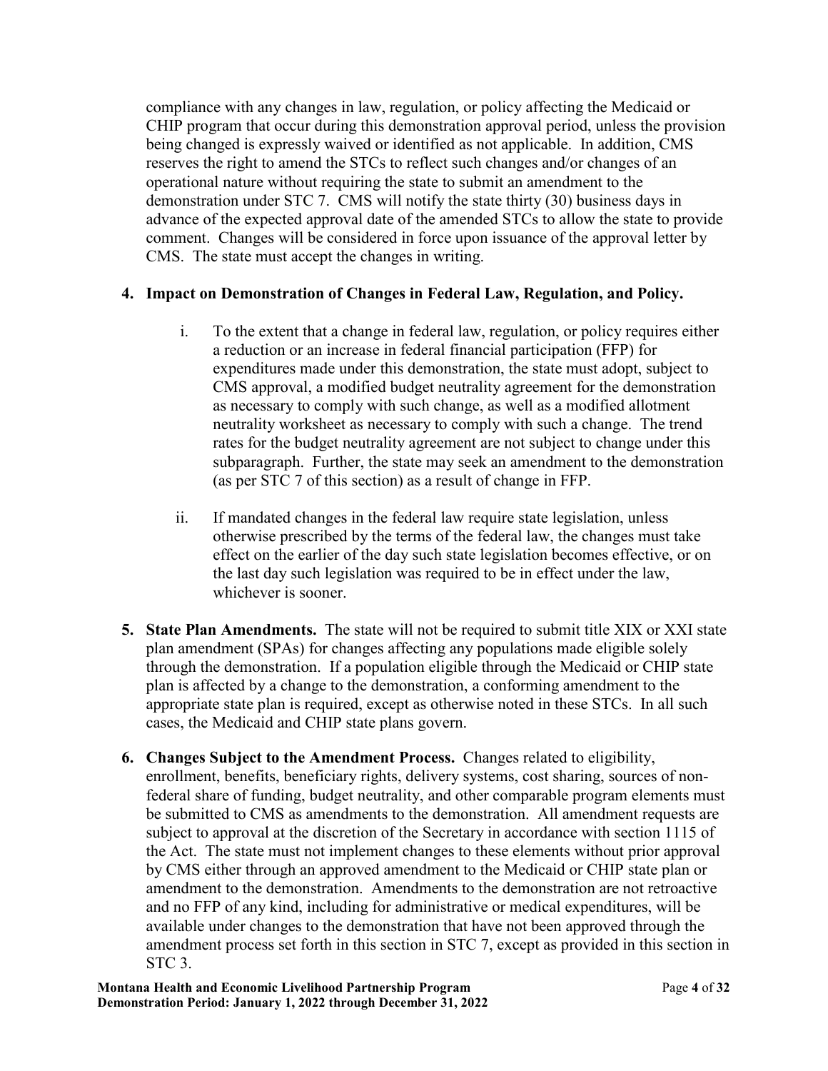compliance with any changes in law, regulation, or policy affecting the Medicaid or CHIP program that occur during this demonstration approval period, unless the provision being changed is expressly waived or identified as not applicable. In addition, CMS reserves the right to amend the STCs to reflect such changes and/or changes of an operational nature without requiring the state to submit an amendment to the demonstration under STC 7. CMS will notify the state thirty (30) business days in advance of the expected approval date of the amended STCs to allow the state to provide comment. Changes will be considered in force upon issuance of the approval letter by CMS. The state must accept the changes in writing.

4. **Impact on Demonstration of Changes in Federal Law, Regulation, and Policy.**

   i. To the extent that a change in federal law, regulation, or policy requires either a reduction or an increase in federal financial participation (FFP) for expenditures made under this demonstration, the state must adopt, subject to CMS approval, a modified budget neutrality agreement for the demonstration as necessary to comply with such change, as well as a modified allotment neutrality worksheet as necessary to comply with such a change. The trend rates for the budget neutrality agreement are not subject to change under this subparagraph. Further, the state may seek an amendment to the demonstration (as per STC 7 of this section) as a result of change in FFP.

   ii. If mandated changes in the federal law require state legislation, unless otherwise prescribed by the terms of the federal law, the changes must take effect on the earlier of the day such state legislation becomes effective, or on the last day such legislation was required to be in effect under the law, whichever is sooner.

5. **State Plan Amendments.** The state will not be required to submit title XIX or XXI state plan amendment (SPAs) for changes affecting any populations made eligible solely through the demonstration. If a population eligible through the Medicaid or CHIP state plan is affected by a change to the demonstration, a conforming amendment to the appropriate state plan is required, except as otherwise noted in these STCs. In all such cases, the Medicaid and CHIP state plans govern.

6. **Changes Subject to the Amendment Process.** Changes related to eligibility, enrollment, benefits, beneficiary rights, delivery systems, cost sharing, sources of non-federal share of funding, budget neutrality, and other comparable program elements must be submitted to CMS as amendments to the demonstration. All amendment requests are subject to approval at the discretion of the Secretary in accordance with section 1115 of the Act. The state must not implement changes to these elements without prior approval by CMS either through an approved amendment to the Medicaid or CHIP state plan or amendment to the demonstration. Amendments to the demonstration are not retroactive and no FFP of any kind, including for administrative or medical expenditures, will be available under changes to the demonstration that have not been approved through the amendment process set forth in this section in STC 7, except as provided in this section in STC 3.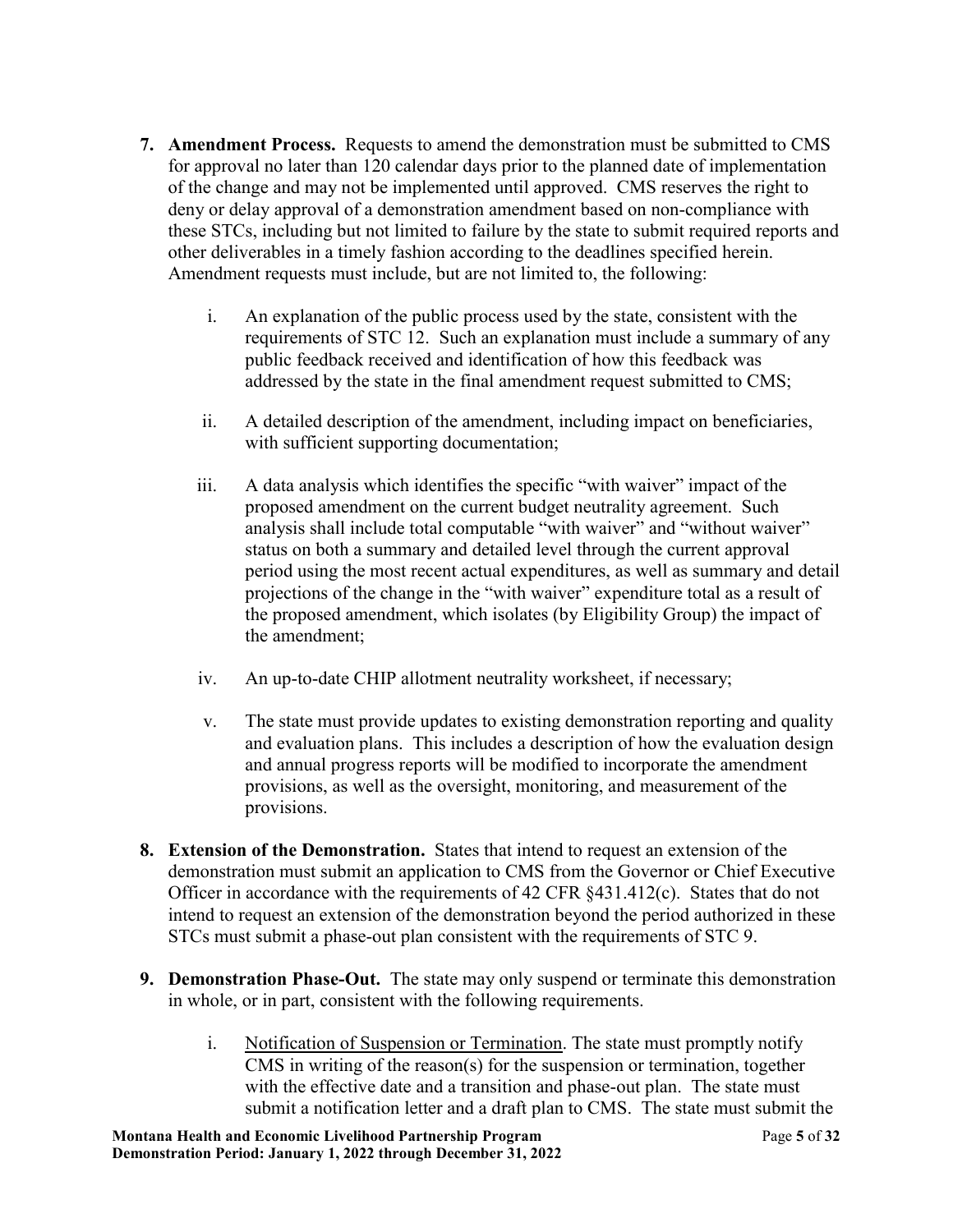7. **Amendment Process.** Requests to amend the demonstration must be submitted to CMS for approval no later than 120 calendar days prior to the planned date of implementation of the change and may not be implemented until approved. CMS reserves the right to deny or delay approval of a demonstration amendment based on non-compliance with these STCs, including but not limited to failure by the state to submit required reports and other deliverables in a timely fashion according to the deadlines specified herein. Amendment requests must include, but are not limited to, the following:

    i. An explanation of the public process used by the state, consistent with the requirements of STC 12. Such an explanation must include a summary of any public feedback received and identification of how this feedback was addressed by the state in the final amendment request submitted to CMS;

    ii. A detailed description of the amendment, including impact on beneficiaries, with sufficient supporting documentation;

    iii. A data analysis which identifies the specific "with waiver" impact of the proposed amendment on the current budget neutrality agreement. Such analysis shall include total computable "with waiver" and "without waiver" status on both a summary and detailed level through the current approval period using the most recent actual expenditures, as well as summary and detail projections of the change in the "with waiver" expenditure total as a result of the proposed amendment, which isolates (by Eligibility Group) the impact of the amendment;

    iv. An up-to-date CHIP allotment neutrality worksheet, if necessary;

    v. The state must provide updates to existing demonstration reporting and quality and evaluation plans. This includes a description of how the evaluation design and annual progress reports will be modified to incorporate the amendment provisions, as well as the oversight, monitoring, and measurement of the provisions.

8. **Extension of the Demonstration.** States that intend to request an extension of the demonstration must submit an application to CMS from the Governor or Chief Executive Officer in accordance with the requirements of 42 CFR §431.412(c). States that do not intend to request an extension of the demonstration beyond the period authorized in these STCs must submit a phase-out plan consistent with the requirements of STC 9.

9. **Demonstration Phase-Out.** The state may only suspend or terminate this demonstration in whole, or in part, consistent with the following requirements.

    i. Notification of Suspension or Termination. The state must promptly notify CMS in writing of the reason(s) for the suspension or termination, together with the effective date and a transition and phase-out plan. The state must submit a notification letter and a draft plan to CMS. The state must submit the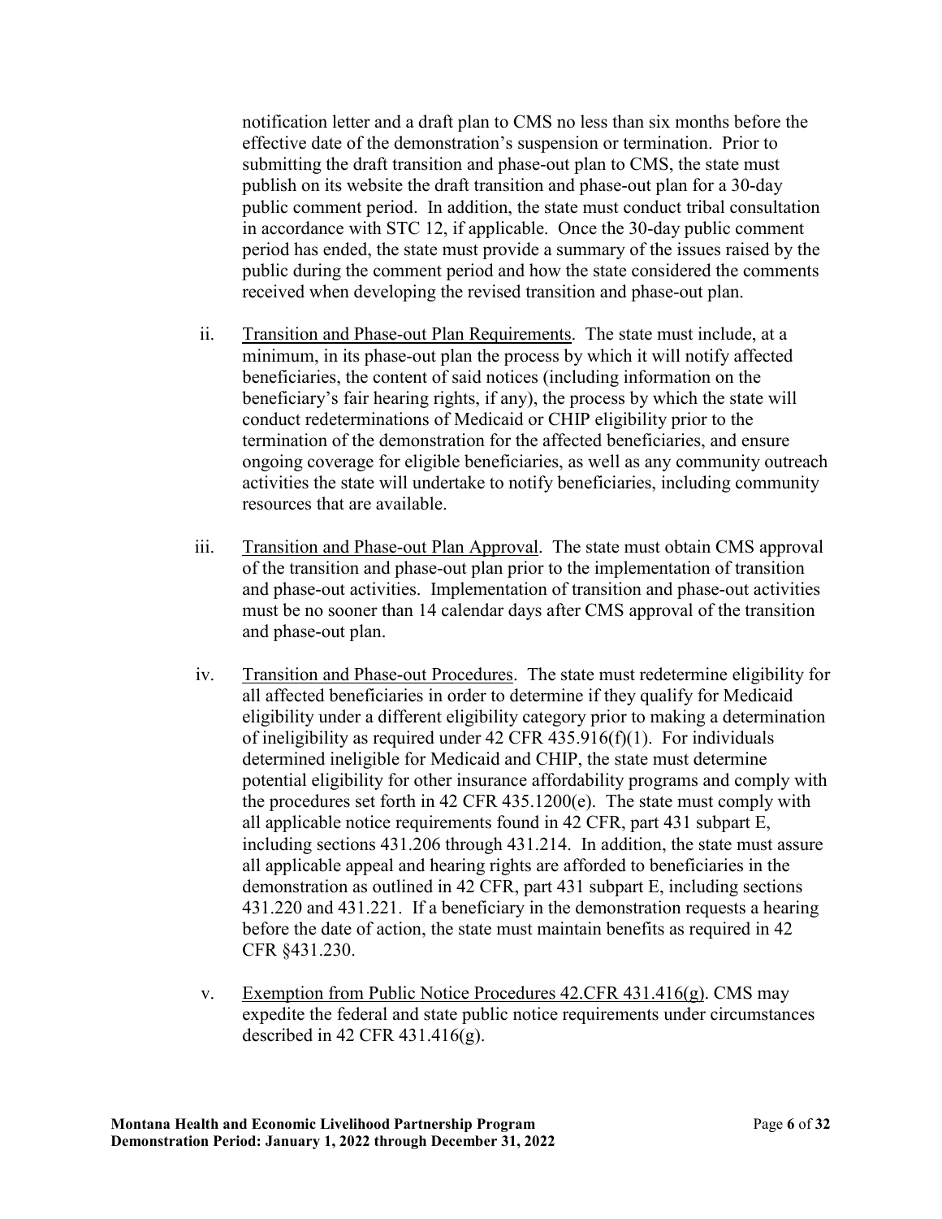notification letter and a draft plan to CMS no less than six months before the effective date of the demonstration's suspension or termination. Prior to submitting the draft transition and phase-out plan to CMS, the state must publish on its website the draft transition and phase-out plan for a 30-day public comment period. In addition, the state must conduct tribal consultation in accordance with STC 12, if applicable. Once the 30-day public comment period has ended, the state must provide a summary of the issues raised by the public during the comment period and how the state considered the comments received when developing the revised transition and phase-out plan.

ii. Transition and Phase-out Plan Requirements. The state must include, at a minimum, in its phase-out plan the process by which it will notify affected beneficiaries, the content of said notices (including information on the beneficiary's fair hearing rights, if any), the process by which the state will conduct redeterminations of Medicaid or CHIP eligibility prior to the termination of the demonstration for the affected beneficiaries, and ensure ongoing coverage for eligible beneficiaries, as well as any community outreach activities the state will undertake to notify beneficiaries, including community resources that are available.

iii. Transition and Phase-out Plan Approval. The state must obtain CMS approval of the transition and phase-out plan prior to the implementation of transition and phase-out activities. Implementation of transition and phase-out activities must be no sooner than 14 calendar days after CMS approval of the transition and phase-out plan.

iv. Transition and Phase-out Procedures. The state must redetermine eligibility for all affected beneficiaries in order to determine if they qualify for Medicaid eligibility under a different eligibility category prior to making a determination of ineligibility as required under 42 CFR 435.916(f)(1). For individuals determined ineligible for Medicaid and CHIP, the state must determine potential eligibility for other insurance affordability programs and comply with the procedures set forth in 42 CFR 435.1200(e). The state must comply with all applicable notice requirements found in 42 CFR, part 431 subpart E, including sections 431.206 through 431.214. In addition, the state must assure all applicable appeal and hearing rights are afforded to beneficiaries in the demonstration as outlined in 42 CFR, part 431 subpart E, including sections 431.220 and 431.221. If a beneficiary in the demonstration requests a hearing before the date of action, the state must maintain benefits as required in 42 CFR §431.230.

v. Exemption from Public Notice Procedures 42.CFR 431.416(g). CMS may expedite the federal and state public notice requirements under circumstances described in 42 CFR 431.416(g).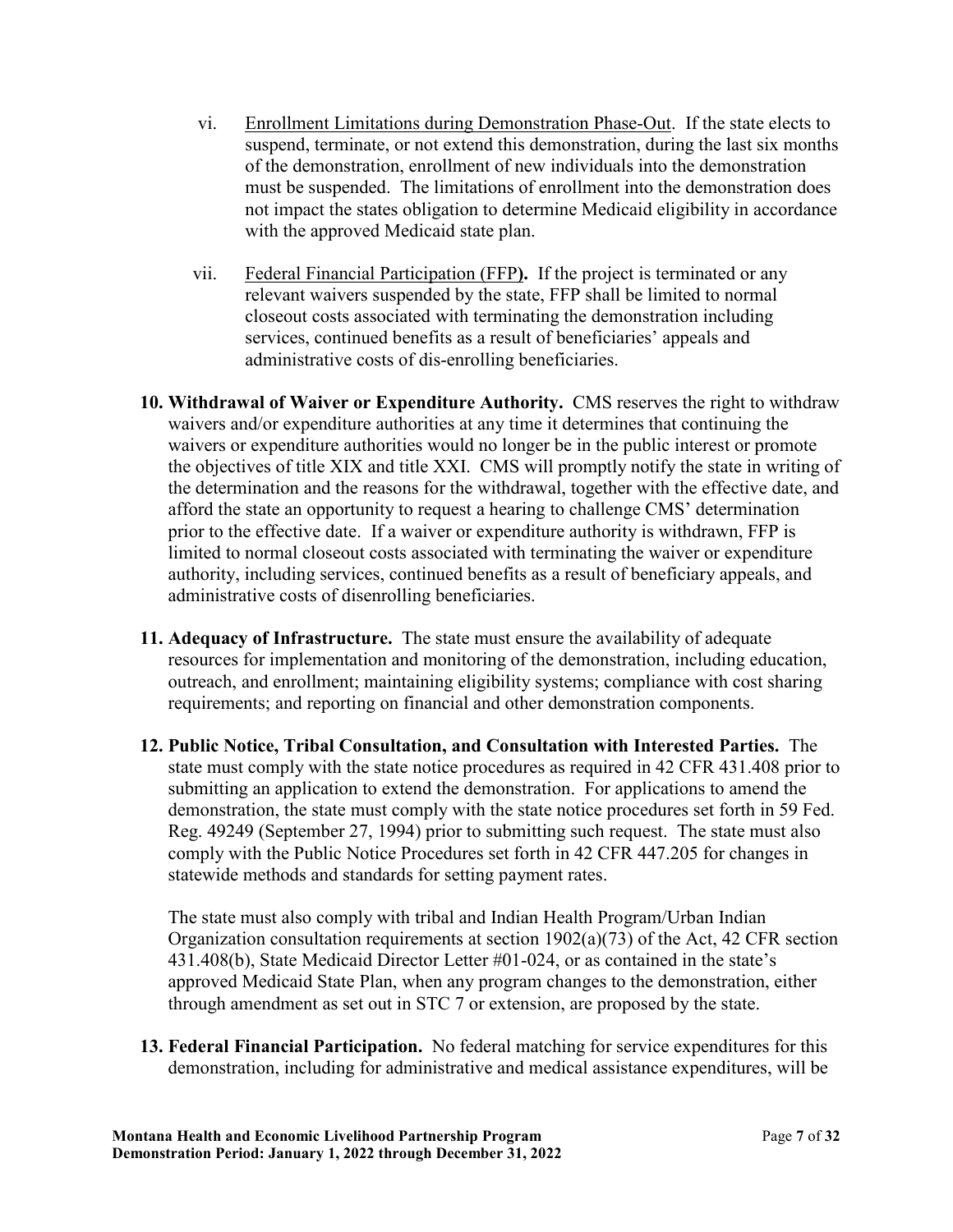vi. Enrollment Limitations during Demonstration Phase-Out. If the state elects to suspend, terminate, or not extend this demonstration, during the last six months of the demonstration, enrollment of new individuals into the demonstration must be suspended. The limitations of enrollment into the demonstration does not impact the states obligation to determine Medicaid eligibility in accordance with the approved Medicaid state plan.

vii. Federal Financial Participation (FFP**).** If the project is terminated or any relevant waivers suspended by the state, FFP shall be limited to normal closeout costs associated with terminating the demonstration including services, continued benefits as a result of beneficiaries' appeals and administrative costs of dis-enrolling beneficiaries.

**10. Withdrawal of Waiver or Expenditure Authority.** CMS reserves the right to withdraw waivers and/or expenditure authorities at any time it determines that continuing the waivers or expenditure authorities would no longer be in the public interest or promote the objectives of title XIX and title XXI. CMS will promptly notify the state in writing of the determination and the reasons for the withdrawal, together with the effective date, and afford the state an opportunity to request a hearing to challenge CMS' determination prior to the effective date. If a waiver or expenditure authority is withdrawn, FFP is limited to normal closeout costs associated with terminating the waiver or expenditure authority, including services, continued benefits as a result of beneficiary appeals, and administrative costs of disenrolling beneficiaries.

**11. Adequacy of Infrastructure.** The state must ensure the availability of adequate resources for implementation and monitoring of the demonstration, including education, outreach, and enrollment; maintaining eligibility systems; compliance with cost sharing requirements; and reporting on financial and other demonstration components.

**12. Public Notice, Tribal Consultation, and Consultation with Interested Parties.** The state must comply with the state notice procedures as required in 42 CFR 431.408 prior to submitting an application to extend the demonstration. For applications to amend the demonstration, the state must comply with the state notice procedures set forth in 59 Fed. Reg. 49249 (September 27, 1994) prior to submitting such request. The state must also comply with the Public Notice Procedures set forth in 42 CFR 447.205 for changes in statewide methods and standards for setting payment rates.

The state must also comply with tribal and Indian Health Program/Urban Indian Organization consultation requirements at section 1902(a)(73) of the Act, 42 CFR section 431.408(b), State Medicaid Director Letter #01-024, or as contained in the state's approved Medicaid State Plan, when any program changes to the demonstration, either through amendment as set out in STC 7 or extension, are proposed by the state.

**13. Federal Financial Participation.** No federal matching for service expenditures for this demonstration, including for administrative and medical assistance expenditures, will be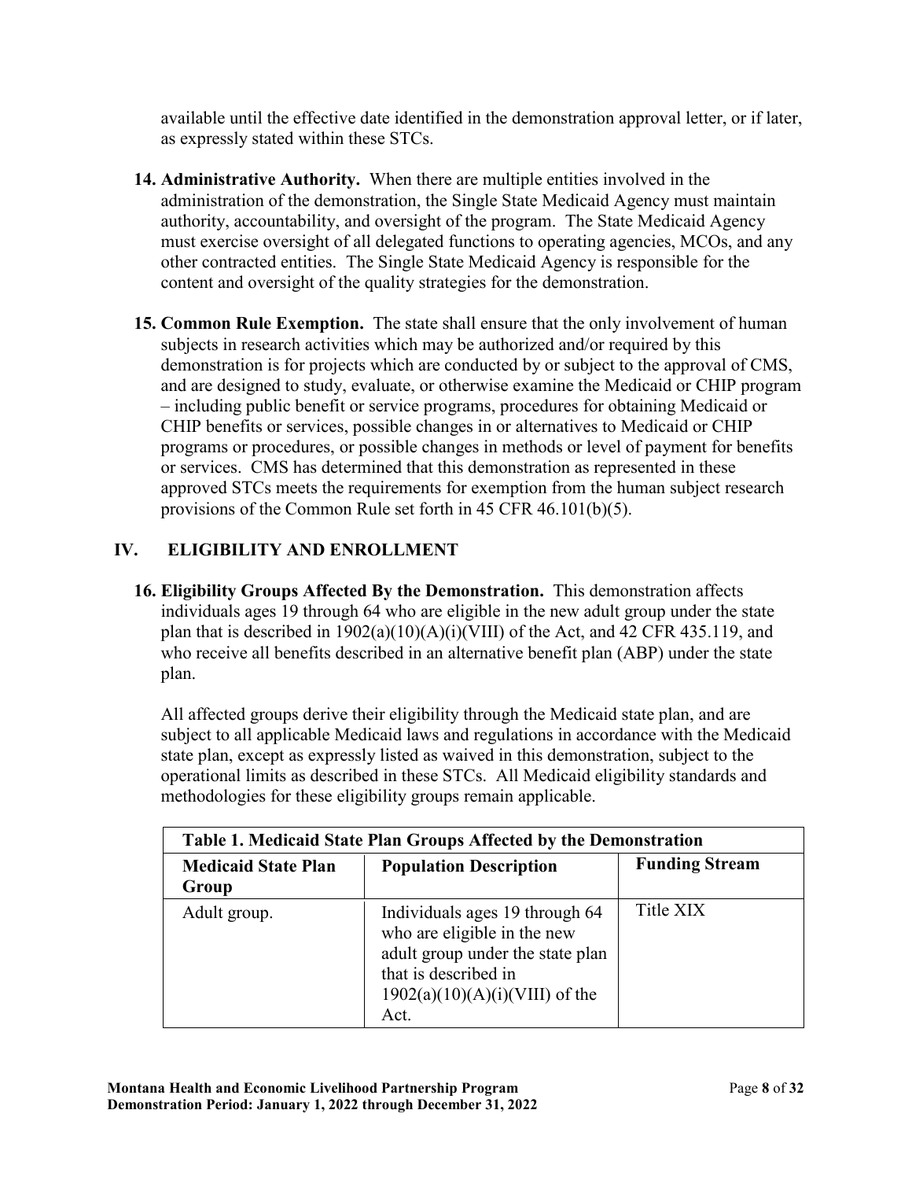available until the effective date identified in the demonstration approval letter, or if later, as expressly stated within these STCs.

14. **Administrative Authority.** When there are multiple entities involved in the administration of the demonstration, the Single State Medicaid Agency must maintain authority, accountability, and oversight of the program. The State Medicaid Agency must exercise oversight of all delegated functions to operating agencies, MCOs, and any other contracted entities. The Single State Medicaid Agency is responsible for the content and oversight of the quality strategies for the demonstration.

15. **Common Rule Exemption.** The state shall ensure that the only involvement of human subjects in research activities which may be authorized and/or required by this demonstration is for projects which are conducted by or subject to the approval of CMS, and are designed to study, evaluate, or otherwise examine the Medicaid or CHIP program – including public benefit or service programs, procedures for obtaining Medicaid or CHIP benefits or services, possible changes in or alternatives to Medicaid or CHIP programs or procedures, or possible changes in methods or level of payment for benefits or services. CMS has determined that this demonstration as represented in these approved STCs meets the requirements for exemption from the human subject research provisions of the Common Rule set forth in 45 CFR 46.101(b)(5).

## IV. ELIGIBILITY AND ENROLLMENT

16. **Eligibility Groups Affected By the Demonstration.** This demonstration affects individuals ages 19 through 64 who are eligible in the new adult group under the state plan that is described in 1902(a)(10)(A)(i)(VIII) of the Act, and 42 CFR 435.119, and who receive all benefits described in an alternative benefit plan (ABP) under the state plan.

    All affected groups derive their eligibility through the Medicaid state plan, and are subject to all applicable Medicaid laws and regulations in accordance with the Medicaid state plan, except as expressly listed as waived in this demonstration, subject to the operational limits as described in these STCs. All Medicaid eligibility standards and methodologies for these eligibility groups remain applicable.

**Table 1. Medicaid State Plan Groups Affected by the Demonstration**

| Medicaid State Plan Group | Population Description | Funding Stream |
|---|---|---|
| Adult group. | Individuals ages 19 through 64 who are eligible in the new adult group under the state plan that is described in 1902(a)(10)(A)(i)(VIII) of the Act. | Title XIX |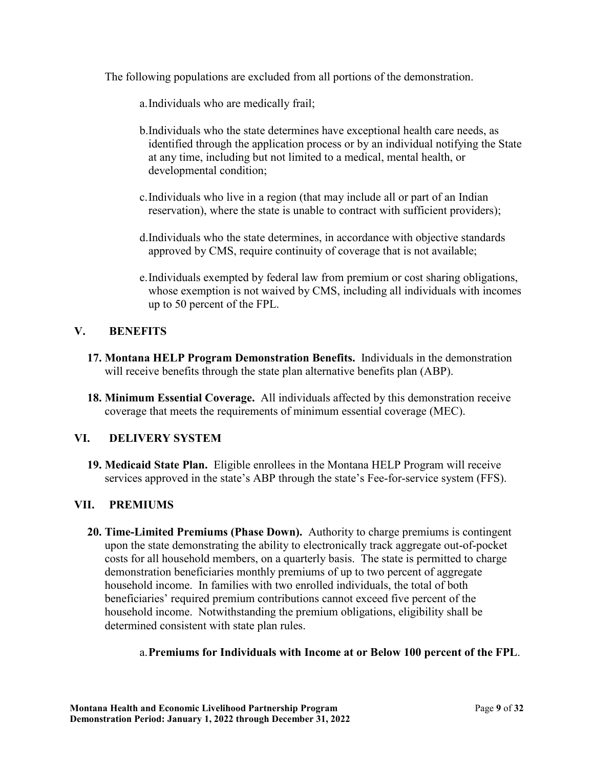The following populations are excluded from all portions of the demonstration.

a. Individuals who are medically frail;

b. Individuals who the state determines have exceptional health care needs, as identified through the application process or by an individual notifying the State at any time, including but not limited to a medical, mental health, or developmental condition;

c. Individuals who live in a region (that may include all or part of an Indian reservation), where the state is unable to contract with sufficient providers);

d. Individuals who the state determines, in accordance with objective standards approved by CMS, require continuity of coverage that is not available;

e. Individuals exempted by federal law from premium or cost sharing obligations, whose exemption is not waived by CMS, including all individuals with incomes up to 50 percent of the FPL.

## V. BENEFITS

**17. Montana HELP Program Demonstration Benefits.** Individuals in the demonstration will receive benefits through the state plan alternative benefits plan (ABP).

**18. Minimum Essential Coverage.** All individuals affected by this demonstration receive coverage that meets the requirements of minimum essential coverage (MEC).

## VI. DELIVERY SYSTEM

**19. Medicaid State Plan.** Eligible enrollees in the Montana HELP Program will receive services approved in the state's ABP through the state's Fee-for-service system (FFS).

## VII. PREMIUMS

**20. Time-Limited Premiums (Phase Down).** Authority to charge premiums is contingent upon the state demonstrating the ability to electronically track aggregate out-of-pocket costs for all household members, on a quarterly basis. The state is permitted to charge demonstration beneficiaries monthly premiums of up to two percent of aggregate household income. In families with two enrolled individuals, the total of both beneficiaries' required premium contributions cannot exceed five percent of the household income. Notwithstanding the premium obligations, eligibility shall be determined consistent with state plan rules.

a. **Premiums for Individuals with Income at or Below 100 percent of the FPL**.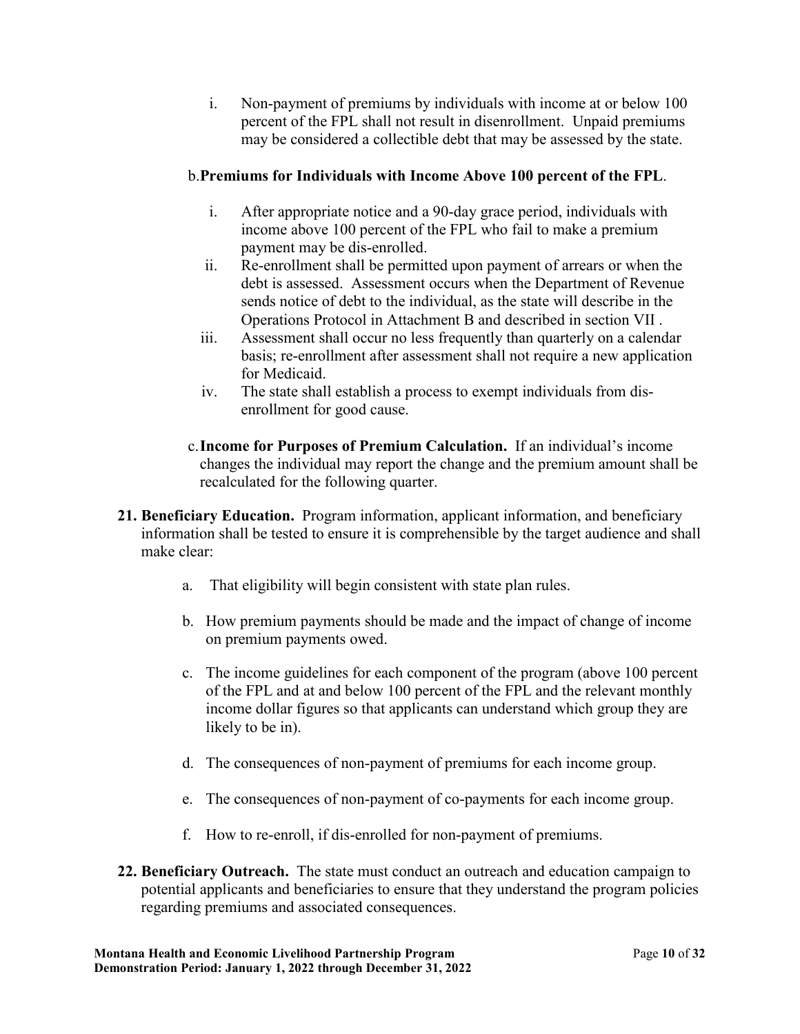i. Non-payment of premiums by individuals with income at or below 100 percent of the FPL shall not result in disenrollment. Unpaid premiums may be considered a collectible debt that may be assessed by the state.

b. **Premiums for Individuals with Income Above 100 percent of the FPL**.

i. After appropriate notice and a 90-day grace period, individuals with income above 100 percent of the FPL who fail to make a premium payment may be dis-enrolled.

ii. Re-enrollment shall be permitted upon payment of arrears or when the debt is assessed. Assessment occurs when the Department of Revenue sends notice of debt to the individual, as the state will describe in the Operations Protocol in Attachment B and described in section VII .

iii. Assessment shall occur no less frequently than quarterly on a calendar basis; re-enrollment after assessment shall not require a new application for Medicaid.

iv. The state shall establish a process to exempt individuals from dis-enrollment for good cause.

c. **Income for Purposes of Premium Calculation.** If an individual's income changes the individual may report the change and the premium amount shall be recalculated for the following quarter.

**21. Beneficiary Education.** Program information, applicant information, and beneficiary information shall be tested to ensure it is comprehensible by the target audience and shall make clear:

a. That eligibility will begin consistent with state plan rules.

b. How premium payments should be made and the impact of change of income on premium payments owed.

c. The income guidelines for each component of the program (above 100 percent of the FPL and at and below 100 percent of the FPL and the relevant monthly income dollar figures so that applicants can understand which group they are likely to be in).

d. The consequences of non-payment of premiums for each income group.

e. The consequences of non-payment of co-payments for each income group.

f. How to re-enroll, if dis-enrolled for non-payment of premiums.

**22. Beneficiary Outreach.** The state must conduct an outreach and education campaign to potential applicants and beneficiaries to ensure that they understand the program policies regarding premiums and associated consequences.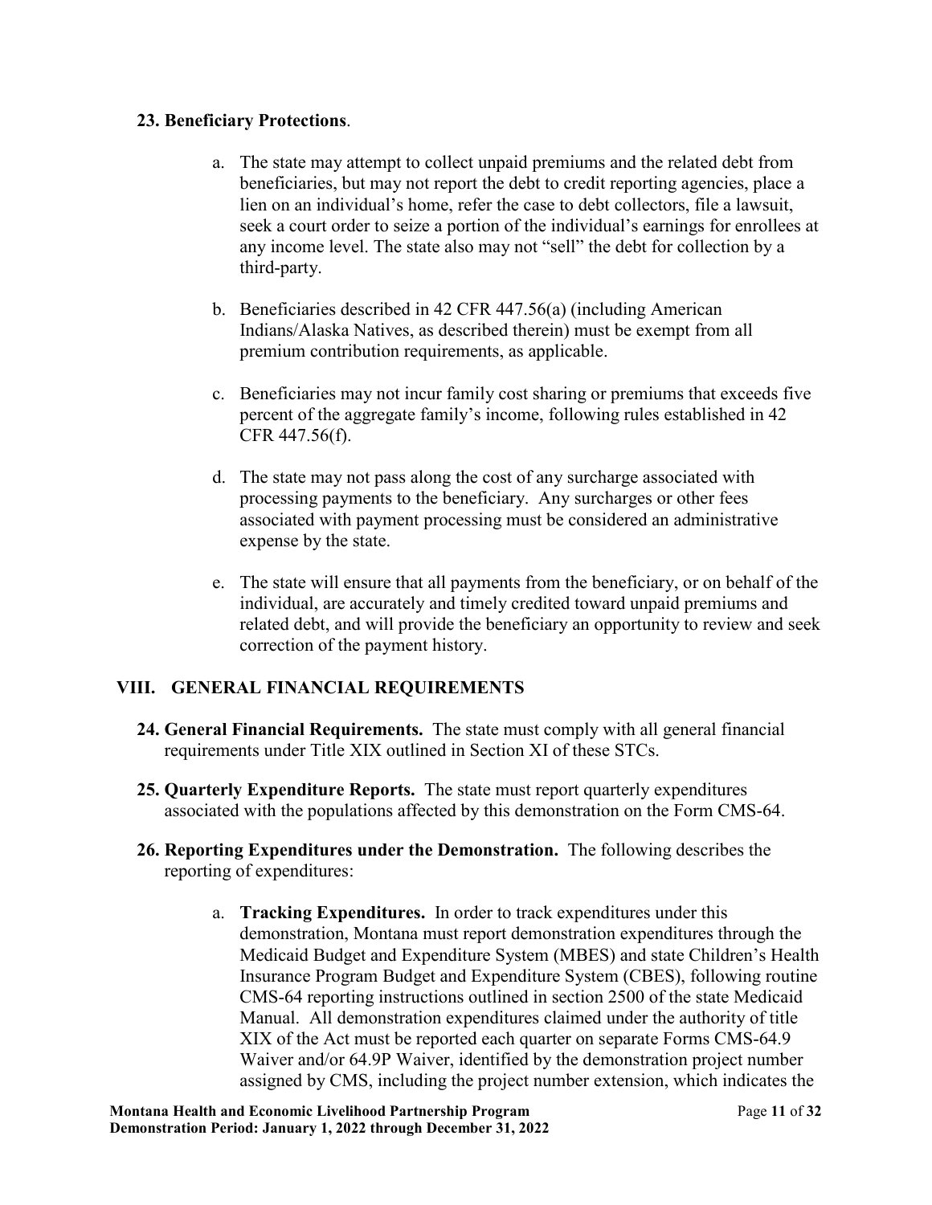**23. Beneficiary Protections**.

a. The state may attempt to collect unpaid premiums and the related debt from beneficiaries, but may not report the debt to credit reporting agencies, place a lien on an individual's home, refer the case to debt collectors, file a lawsuit, seek a court order to seize a portion of the individual's earnings for enrollees at any income level. The state also may not "sell" the debt for collection by a third-party.

b. Beneficiaries described in 42 CFR 447.56(a) (including American Indians/Alaska Natives, as described therein) must be exempt from all premium contribution requirements, as applicable.

c. Beneficiaries may not incur family cost sharing or premiums that exceeds five percent of the aggregate family's income, following rules established in 42 CFR 447.56(f).

d. The state may not pass along the cost of any surcharge associated with processing payments to the beneficiary. Any surcharges or other fees associated with payment processing must be considered an administrative expense by the state.

e. The state will ensure that all payments from the beneficiary, or on behalf of the individual, are accurately and timely credited toward unpaid premiums and related debt, and will provide the beneficiary an opportunity to review and seek correction of the payment history.

## VIII. GENERAL FINANCIAL REQUIREMENTS

**24. General Financial Requirements.** The state must comply with all general financial requirements under Title XIX outlined in Section XI of these STCs.

**25. Quarterly Expenditure Reports.** The state must report quarterly expenditures associated with the populations affected by this demonstration on the Form CMS-64.

**26. Reporting Expenditures under the Demonstration.** The following describes the reporting of expenditures:

a. **Tracking Expenditures.** In order to track expenditures under this demonstration, Montana must report demonstration expenditures through the Medicaid Budget and Expenditure System (MBES) and state Children's Health Insurance Program Budget and Expenditure System (CBES), following routine CMS-64 reporting instructions outlined in section 2500 of the state Medicaid Manual. All demonstration expenditures claimed under the authority of title XIX of the Act must be reported each quarter on separate Forms CMS-64.9 Waiver and/or 64.9P Waiver, identified by the demonstration project number assigned by CMS, including the project number extension, which indicates the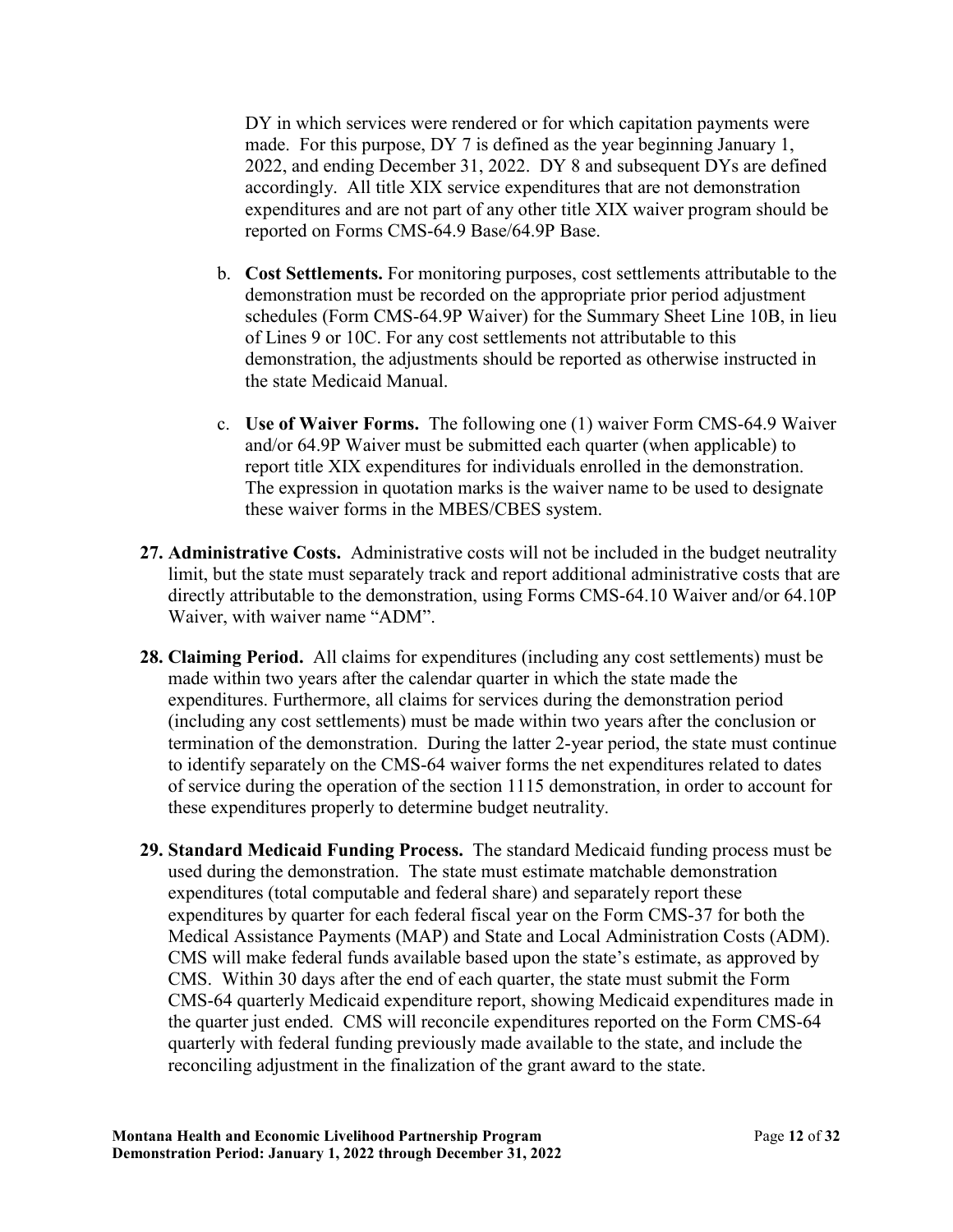DY in which services were rendered or for which capitation payments were made. For this purpose, DY 7 is defined as the year beginning January 1, 2022, and ending December 31, 2022. DY 8 and subsequent DYs are defined accordingly. All title XIX service expenditures that are not demonstration expenditures and are not part of any other title XIX waiver program should be reported on Forms CMS-64.9 Base/64.9P Base.

b. **Cost Settlements.** For monitoring purposes, cost settlements attributable to the demonstration must be recorded on the appropriate prior period adjustment schedules (Form CMS-64.9P Waiver) for the Summary Sheet Line 10B, in lieu of Lines 9 or 10C. For any cost settlements not attributable to this demonstration, the adjustments should be reported as otherwise instructed in the state Medicaid Manual.

c. **Use of Waiver Forms.** The following one (1) waiver Form CMS-64.9 Waiver and/or 64.9P Waiver must be submitted each quarter (when applicable) to report title XIX expenditures for individuals enrolled in the demonstration. The expression in quotation marks is the waiver name to be used to designate these waiver forms in the MBES/CBES system.

**27. Administrative Costs.** Administrative costs will not be included in the budget neutrality limit, but the state must separately track and report additional administrative costs that are directly attributable to the demonstration, using Forms CMS-64.10 Waiver and/or 64.10P Waiver, with waiver name "ADM".

**28. Claiming Period.** All claims for expenditures (including any cost settlements) must be made within two years after the calendar quarter in which the state made the expenditures. Furthermore, all claims for services during the demonstration period (including any cost settlements) must be made within two years after the conclusion or termination of the demonstration. During the latter 2-year period, the state must continue to identify separately on the CMS-64 waiver forms the net expenditures related to dates of service during the operation of the section 1115 demonstration, in order to account for these expenditures properly to determine budget neutrality.

**29. Standard Medicaid Funding Process.** The standard Medicaid funding process must be used during the demonstration. The state must estimate matchable demonstration expenditures (total computable and federal share) and separately report these expenditures by quarter for each federal fiscal year on the Form CMS-37 for both the Medical Assistance Payments (MAP) and State and Local Administration Costs (ADM). CMS will make federal funds available based upon the state's estimate, as approved by CMS. Within 30 days after the end of each quarter, the state must submit the Form CMS-64 quarterly Medicaid expenditure report, showing Medicaid expenditures made in the quarter just ended. CMS will reconcile expenditures reported on the Form CMS-64 quarterly with federal funding previously made available to the state, and include the reconciling adjustment in the finalization of the grant award to the state.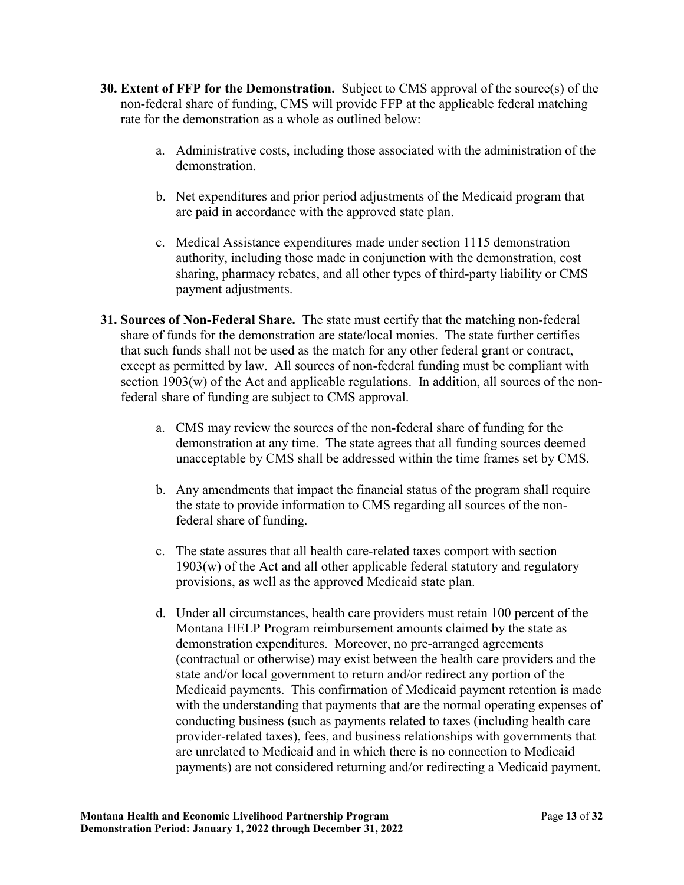30. **Extent of FFP for the Demonstration.** Subject to CMS approval of the source(s) of the non-federal share of funding, CMS will provide FFP at the applicable federal matching rate for the demonstration as a whole as outlined below:

    a. Administrative costs, including those associated with the administration of the demonstration.

    b. Net expenditures and prior period adjustments of the Medicaid program that are paid in accordance with the approved state plan.

    c. Medical Assistance expenditures made under section 1115 demonstration authority, including those made in conjunction with the demonstration, cost sharing, pharmacy rebates, and all other types of third-party liability or CMS payment adjustments.

31. **Sources of Non-Federal Share.** The state must certify that the matching non-federal share of funds for the demonstration are state/local monies. The state further certifies that such funds shall not be used as the match for any other federal grant or contract, except as permitted by law. All sources of non-federal funding must be compliant with section 1903(w) of the Act and applicable regulations. In addition, all sources of the non-federal share of funding are subject to CMS approval.

    a. CMS may review the sources of the non-federal share of funding for the demonstration at any time. The state agrees that all funding sources deemed unacceptable by CMS shall be addressed within the time frames set by CMS.

    b. Any amendments that impact the financial status of the program shall require the state to provide information to CMS regarding all sources of the non-federal share of funding.

    c. The state assures that all health care-related taxes comport with section 1903(w) of the Act and all other applicable federal statutory and regulatory provisions, as well as the approved Medicaid state plan.

    d. Under all circumstances, health care providers must retain 100 percent of the Montana HELP Program reimbursement amounts claimed by the state as demonstration expenditures. Moreover, no pre-arranged agreements (contractual or otherwise) may exist between the health care providers and the state and/or local government to return and/or redirect any portion of the Medicaid payments. This confirmation of Medicaid payment retention is made with the understanding that payments that are the normal operating expenses of conducting business (such as payments related to taxes (including health care provider-related taxes), fees, and business relationships with governments that are unrelated to Medicaid and in which there is no connection to Medicaid payments) are not considered returning and/or redirecting a Medicaid payment.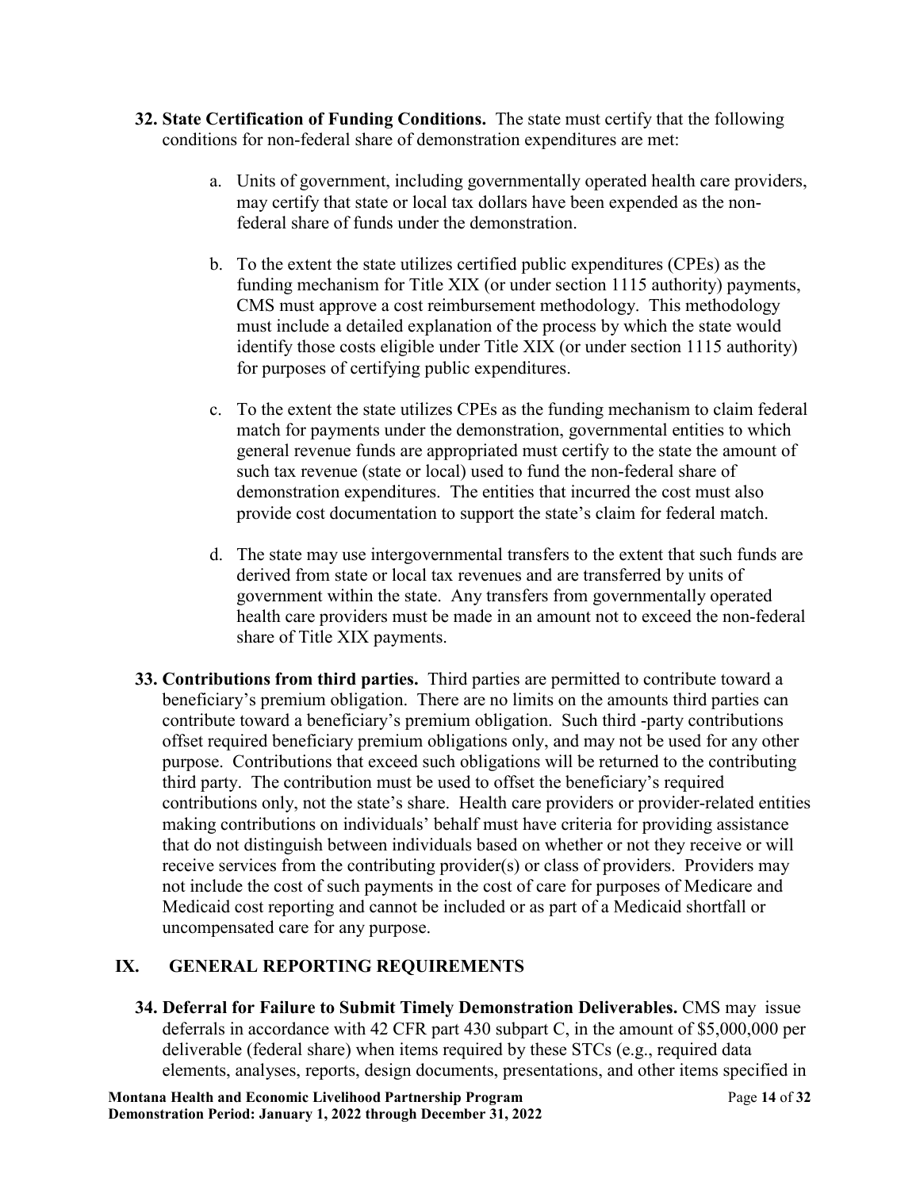**32. State Certification of Funding Conditions.** The state must certify that the following conditions for non-federal share of demonstration expenditures are met:

a. Units of government, including governmentally operated health care providers, may certify that state or local tax dollars have been expended as the non-federal share of funds under the demonstration.

b. To the extent the state utilizes certified public expenditures (CPEs) as the funding mechanism for Title XIX (or under section 1115 authority) payments, CMS must approve a cost reimbursement methodology. This methodology must include a detailed explanation of the process by which the state would identify those costs eligible under Title XIX (or under section 1115 authority) for purposes of certifying public expenditures.

c. To the extent the state utilizes CPEs as the funding mechanism to claim federal match for payments under the demonstration, governmental entities to which general revenue funds are appropriated must certify to the state the amount of such tax revenue (state or local) used to fund the non-federal share of demonstration expenditures. The entities that incurred the cost must also provide cost documentation to support the state's claim for federal match.

d. The state may use intergovernmental transfers to the extent that such funds are derived from state or local tax revenues and are transferred by units of government within the state. Any transfers from governmentally operated health care providers must be made in an amount not to exceed the non-federal share of Title XIX payments.

**33. Contributions from third parties.** Third parties are permitted to contribute toward a beneficiary's premium obligation. There are no limits on the amounts third parties can contribute toward a beneficiary's premium obligation. Such third -party contributions offset required beneficiary premium obligations only, and may not be used for any other purpose. Contributions that exceed such obligations will be returned to the contributing third party. The contribution must be used to offset the beneficiary's required contributions only, not the state's share. Health care providers or provider-related entities making contributions on individuals' behalf must have criteria for providing assistance that do not distinguish between individuals based on whether or not they receive or will receive services from the contributing provider(s) or class of providers. Providers may not include the cost of such payments in the cost of care for purposes of Medicare and Medicaid cost reporting and cannot be included or as part of a Medicaid shortfall or uncompensated care for any purpose.

## IX. GENERAL REPORTING REQUIREMENTS

**34. Deferral for Failure to Submit Timely Demonstration Deliverables.** CMS may issue deferrals in accordance with 42 CFR part 430 subpart C, in the amount of $5,000,000 per deliverable (federal share) when items required by these STCs (e.g., required data elements, analyses, reports, design documents, presentations, and other items specified in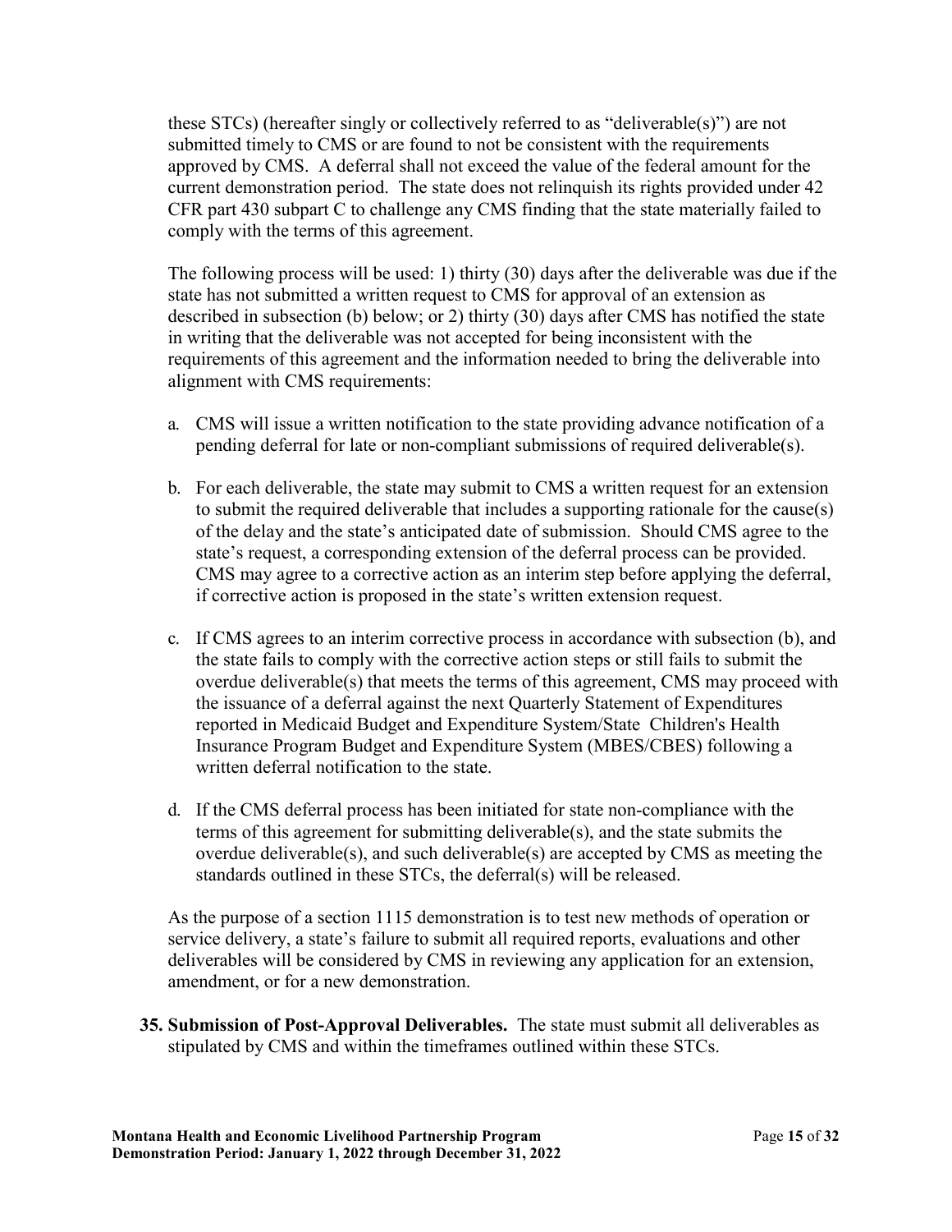these STCs) (hereafter singly or collectively referred to as "deliverable(s)") are not submitted timely to CMS or are found to not be consistent with the requirements approved by CMS. A deferral shall not exceed the value of the federal amount for the current demonstration period. The state does not relinquish its rights provided under 42 CFR part 430 subpart C to challenge any CMS finding that the state materially failed to comply with the terms of this agreement.

The following process will be used: 1) thirty (30) days after the deliverable was due if the state has not submitted a written request to CMS for approval of an extension as described in subsection (b) below; or 2) thirty (30) days after CMS has notified the state in writing that the deliverable was not accepted for being inconsistent with the requirements of this agreement and the information needed to bring the deliverable into alignment with CMS requirements:

a. CMS will issue a written notification to the state providing advance notification of a pending deferral for late or non-compliant submissions of required deliverable(s).

b. For each deliverable, the state may submit to CMS a written request for an extension to submit the required deliverable that includes a supporting rationale for the cause(s) of the delay and the state's anticipated date of submission. Should CMS agree to the state's request, a corresponding extension of the deferral process can be provided. CMS may agree to a corrective action as an interim step before applying the deferral, if corrective action is proposed in the state's written extension request.

c. If CMS agrees to an interim corrective process in accordance with subsection (b), and the state fails to comply with the corrective action steps or still fails to submit the overdue deliverable(s) that meets the terms of this agreement, CMS may proceed with the issuance of a deferral against the next Quarterly Statement of Expenditures reported in Medicaid Budget and Expenditure System/State Children's Health Insurance Program Budget and Expenditure System (MBES/CBES) following a written deferral notification to the state.

d. If the CMS deferral process has been initiated for state non-compliance with the terms of this agreement for submitting deliverable(s), and the state submits the overdue deliverable(s), and such deliverable(s) are accepted by CMS as meeting the standards outlined in these STCs, the deferral(s) will be released.

As the purpose of a section 1115 demonstration is to test new methods of operation or service delivery, a state's failure to submit all required reports, evaluations and other deliverables will be considered by CMS in reviewing any application for an extension, amendment, or for a new demonstration.

35. **Submission of Post-Approval Deliverables.** The state must submit all deliverables as stipulated by CMS and within the timeframes outlined within these STCs.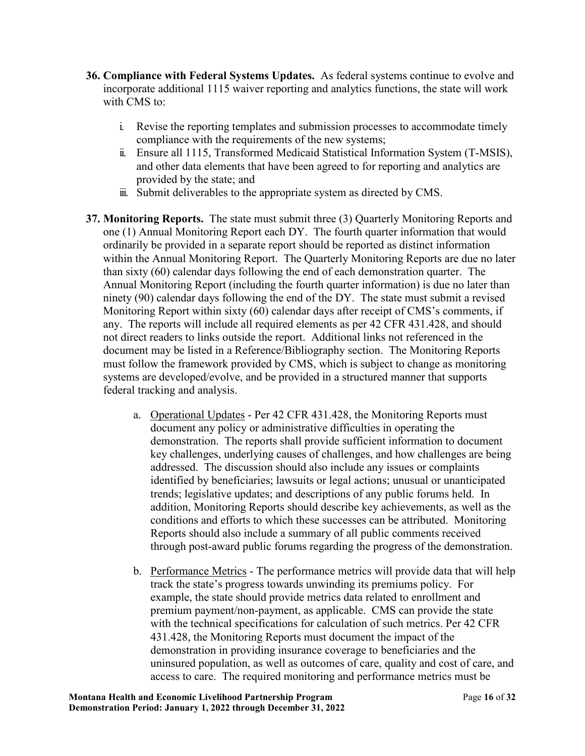**36. Compliance with Federal Systems Updates.** As federal systems continue to evolve and incorporate additional 1115 waiver reporting and analytics functions, the state will work with CMS to:

i. Revise the reporting templates and submission processes to accommodate timely compliance with the requirements of the new systems;

ii. Ensure all 1115, Transformed Medicaid Statistical Information System (T-MSIS), and other data elements that have been agreed to for reporting and analytics are provided by the state; and

iii. Submit deliverables to the appropriate system as directed by CMS.

**37. Monitoring Reports.** The state must submit three (3) Quarterly Monitoring Reports and one (1) Annual Monitoring Report each DY. The fourth quarter information that would ordinarily be provided in a separate report should be reported as distinct information within the Annual Monitoring Report. The Quarterly Monitoring Reports are due no later than sixty (60) calendar days following the end of each demonstration quarter. The Annual Monitoring Report (including the fourth quarter information) is due no later than ninety (90) calendar days following the end of the DY. The state must submit a revised Monitoring Report within sixty (60) calendar days after receipt of CMS's comments, if any. The reports will include all required elements as per 42 CFR 431.428, and should not direct readers to links outside the report. Additional links not referenced in the document may be listed in a Reference/Bibliography section. The Monitoring Reports must follow the framework provided by CMS, which is subject to change as monitoring systems are developed/evolve, and be provided in a structured manner that supports federal tracking and analysis.

a. Operational Updates - Per 42 CFR 431.428, the Monitoring Reports must document any policy or administrative difficulties in operating the demonstration. The reports shall provide sufficient information to document key challenges, underlying causes of challenges, and how challenges are being addressed. The discussion should also include any issues or complaints identified by beneficiaries; lawsuits or legal actions; unusual or unanticipated trends; legislative updates; and descriptions of any public forums held. In addition, Monitoring Reports should describe key achievements, as well as the conditions and efforts to which these successes can be attributed. Monitoring Reports should also include a summary of all public comments received through post-award public forums regarding the progress of the demonstration.

b. Performance Metrics - The performance metrics will provide data that will help track the state's progress towards unwinding its premiums policy. For example, the state should provide metrics data related to enrollment and premium payment/non-payment, as applicable. CMS can provide the state with the technical specifications for calculation of such metrics. Per 42 CFR 431.428, the Monitoring Reports must document the impact of the demonstration in providing insurance coverage to beneficiaries and the uninsured population, as well as outcomes of care, quality and cost of care, and access to care. The required monitoring and performance metrics must be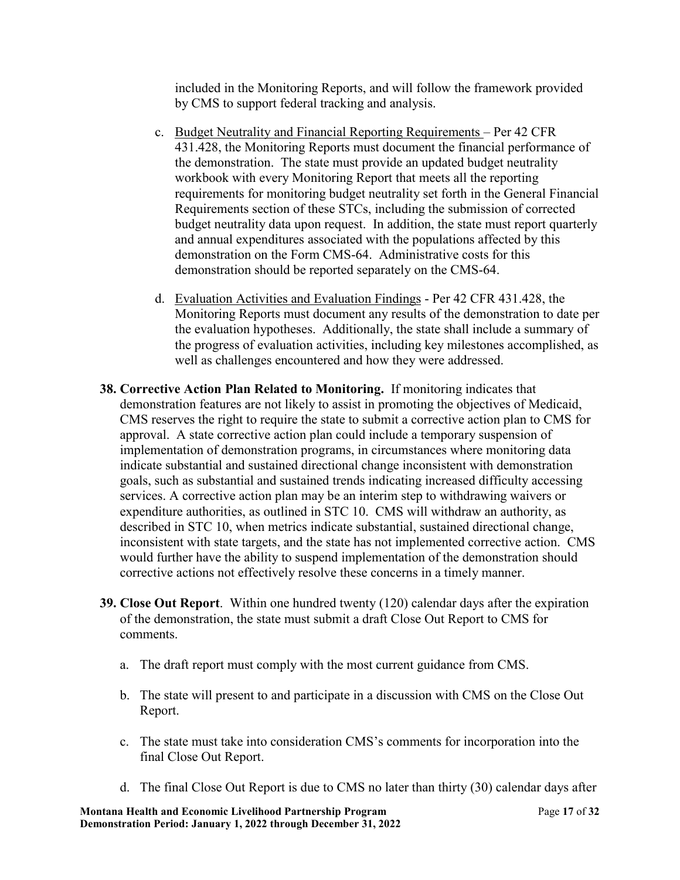included in the Monitoring Reports, and will follow the framework provided by CMS to support federal tracking and analysis.

c. Budget Neutrality and Financial Reporting Requirements – Per 42 CFR 431.428, the Monitoring Reports must document the financial performance of the demonstration. The state must provide an updated budget neutrality workbook with every Monitoring Report that meets all the reporting requirements for monitoring budget neutrality set forth in the General Financial Requirements section of these STCs, including the submission of corrected budget neutrality data upon request. In addition, the state must report quarterly and annual expenditures associated with the populations affected by this demonstration on the Form CMS-64. Administrative costs for this demonstration should be reported separately on the CMS-64.

d. Evaluation Activities and Evaluation Findings - Per 42 CFR 431.428, the Monitoring Reports must document any results of the demonstration to date per the evaluation hypotheses. Additionally, the state shall include a summary of the progress of evaluation activities, including key milestones accomplished, as well as challenges encountered and how they were addressed.

**38. Corrective Action Plan Related to Monitoring.** If monitoring indicates that demonstration features are not likely to assist in promoting the objectives of Medicaid, CMS reserves the right to require the state to submit a corrective action plan to CMS for approval. A state corrective action plan could include a temporary suspension of implementation of demonstration programs, in circumstances where monitoring data indicate substantial and sustained directional change inconsistent with demonstration goals, such as substantial and sustained trends indicating increased difficulty accessing services. A corrective action plan may be an interim step to withdrawing waivers or expenditure authorities, as outlined in STC 10. CMS will withdraw an authority, as described in STC 10, when metrics indicate substantial, sustained directional change, inconsistent with state targets, and the state has not implemented corrective action. CMS would further have the ability to suspend implementation of the demonstration should corrective actions not effectively resolve these concerns in a timely manner.

**39. Close Out Report**. Within one hundred twenty (120) calendar days after the expiration of the demonstration, the state must submit a draft Close Out Report to CMS for comments.

a. The draft report must comply with the most current guidance from CMS.

b. The state will present to and participate in a discussion with CMS on the Close Out Report.

c. The state must take into consideration CMS's comments for incorporation into the final Close Out Report.

d. The final Close Out Report is due to CMS no later than thirty (30) calendar days after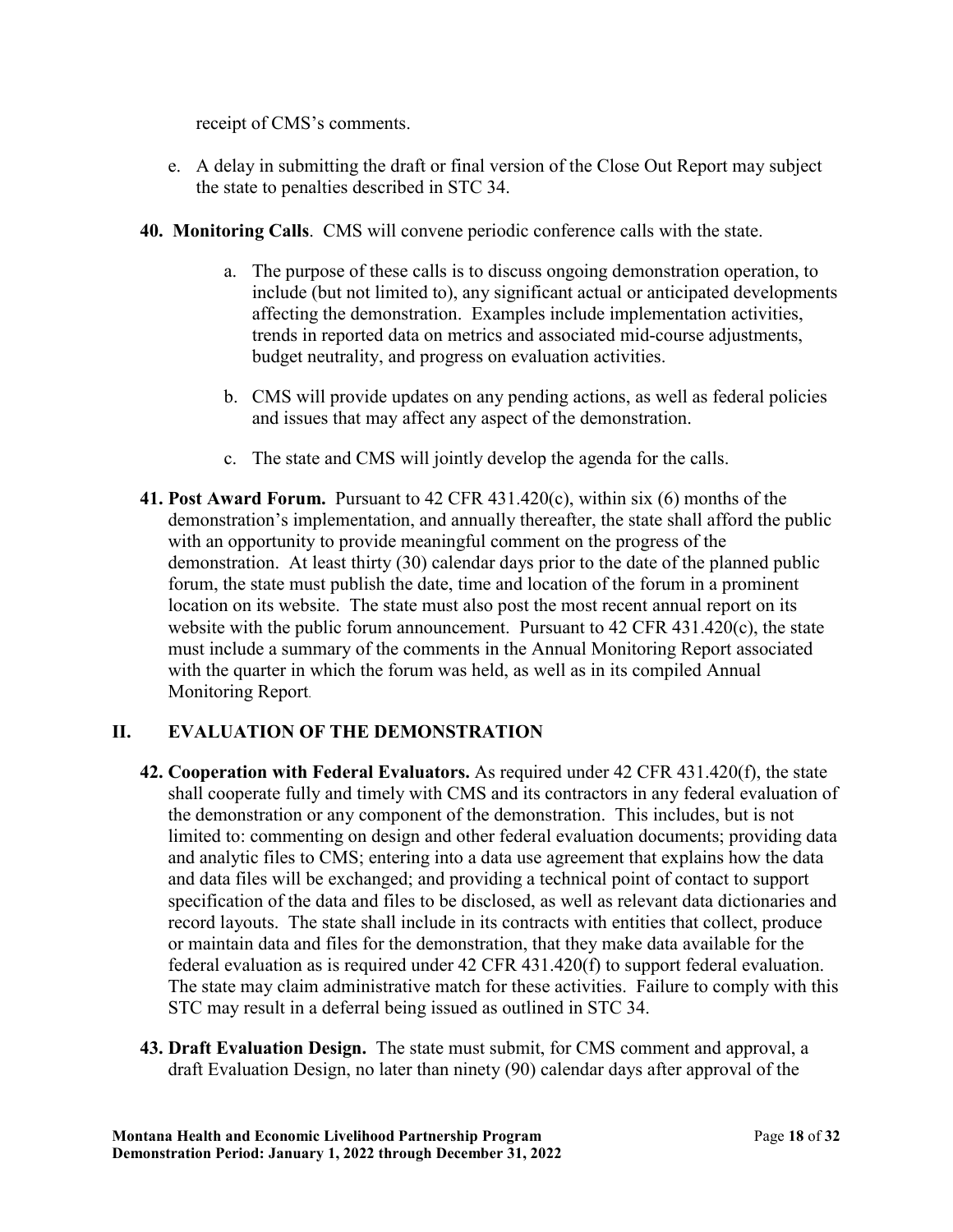receipt of CMS's comments.

e. A delay in submitting the draft or final version of the Close Out Report may subject the state to penalties described in STC 34.

**40. Monitoring Calls**. CMS will convene periodic conference calls with the state.

a. The purpose of these calls is to discuss ongoing demonstration operation, to include (but not limited to), any significant actual or anticipated developments affecting the demonstration. Examples include implementation activities, trends in reported data on metrics and associated mid-course adjustments, budget neutrality, and progress on evaluation activities.

b. CMS will provide updates on any pending actions, as well as federal policies and issues that may affect any aspect of the demonstration.

c. The state and CMS will jointly develop the agenda for the calls.

**41. Post Award Forum.** Pursuant to 42 CFR 431.420(c), within six (6) months of the demonstration's implementation, and annually thereafter, the state shall afford the public with an opportunity to provide meaningful comment on the progress of the demonstration. At least thirty (30) calendar days prior to the date of the planned public forum, the state must publish the date, time and location of the forum in a prominent location on its website. The state must also post the most recent annual report on its website with the public forum announcement. Pursuant to 42 CFR 431.420(c), the state must include a summary of the comments in the Annual Monitoring Report associated with the quarter in which the forum was held, as well as in its compiled Annual Monitoring Report.

## II. EVALUATION OF THE DEMONSTRATION

**42. Cooperation with Federal Evaluators.** As required under 42 CFR 431.420(f), the state shall cooperate fully and timely with CMS and its contractors in any federal evaluation of the demonstration or any component of the demonstration. This includes, but is not limited to: commenting on design and other federal evaluation documents; providing data and analytic files to CMS; entering into a data use agreement that explains how the data and data files will be exchanged; and providing a technical point of contact to support specification of the data and files to be disclosed, as well as relevant data dictionaries and record layouts. The state shall include in its contracts with entities that collect, produce or maintain data and files for the demonstration, that they make data available for the federal evaluation as is required under 42 CFR 431.420(f) to support federal evaluation. The state may claim administrative match for these activities. Failure to comply with this STC may result in a deferral being issued as outlined in STC 34.

**43. Draft Evaluation Design.** The state must submit, for CMS comment and approval, a draft Evaluation Design, no later than ninety (90) calendar days after approval of the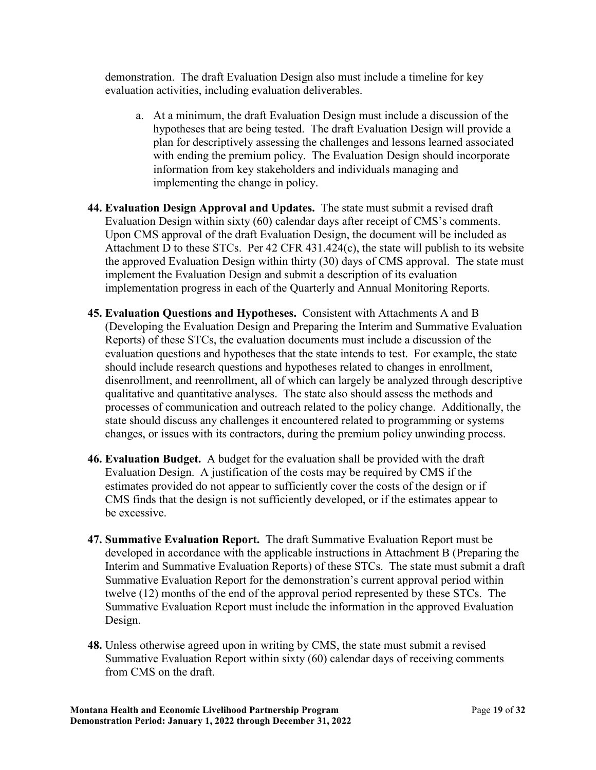demonstration. The draft Evaluation Design also must include a timeline for key evaluation activities, including evaluation deliverables.

a. At a minimum, the draft Evaluation Design must include a discussion of the hypotheses that are being tested. The draft Evaluation Design will provide a plan for descriptively assessing the challenges and lessons learned associated with ending the premium policy. The Evaluation Design should incorporate information from key stakeholders and individuals managing and implementing the change in policy.

44. **Evaluation Design Approval and Updates.** The state must submit a revised draft Evaluation Design within sixty (60) calendar days after receipt of CMS's comments. Upon CMS approval of the draft Evaluation Design, the document will be included as Attachment D to these STCs. Per 42 CFR 431.424(c), the state will publish to its website the approved Evaluation Design within thirty (30) days of CMS approval. The state must implement the Evaluation Design and submit a description of its evaluation implementation progress in each of the Quarterly and Annual Monitoring Reports.

45. **Evaluation Questions and Hypotheses.** Consistent with Attachments A and B (Developing the Evaluation Design and Preparing the Interim and Summative Evaluation Reports) of these STCs, the evaluation documents must include a discussion of the evaluation questions and hypotheses that the state intends to test. For example, the state should include research questions and hypotheses related to changes in enrollment, disenrollment, and reenrollment, all of which can largely be analyzed through descriptive qualitative and quantitative analyses. The state also should assess the methods and processes of communication and outreach related to the policy change. Additionally, the state should discuss any challenges it encountered related to programming or systems changes, or issues with its contractors, during the premium policy unwinding process.

46. **Evaluation Budget.** A budget for the evaluation shall be provided with the draft Evaluation Design. A justification of the costs may be required by CMS if the estimates provided do not appear to sufficiently cover the costs of the design or if CMS finds that the design is not sufficiently developed, or if the estimates appear to be excessive.

47. **Summative Evaluation Report.** The draft Summative Evaluation Report must be developed in accordance with the applicable instructions in Attachment B (Preparing the Interim and Summative Evaluation Reports) of these STCs. The state must submit a draft Summative Evaluation Report for the demonstration's current approval period within twelve (12) months of the end of the approval period represented by these STCs. The Summative Evaluation Report must include the information in the approved Evaluation Design.

48. Unless otherwise agreed upon in writing by CMS, the state must submit a revised Summative Evaluation Report within sixty (60) calendar days of receiving comments from CMS on the draft.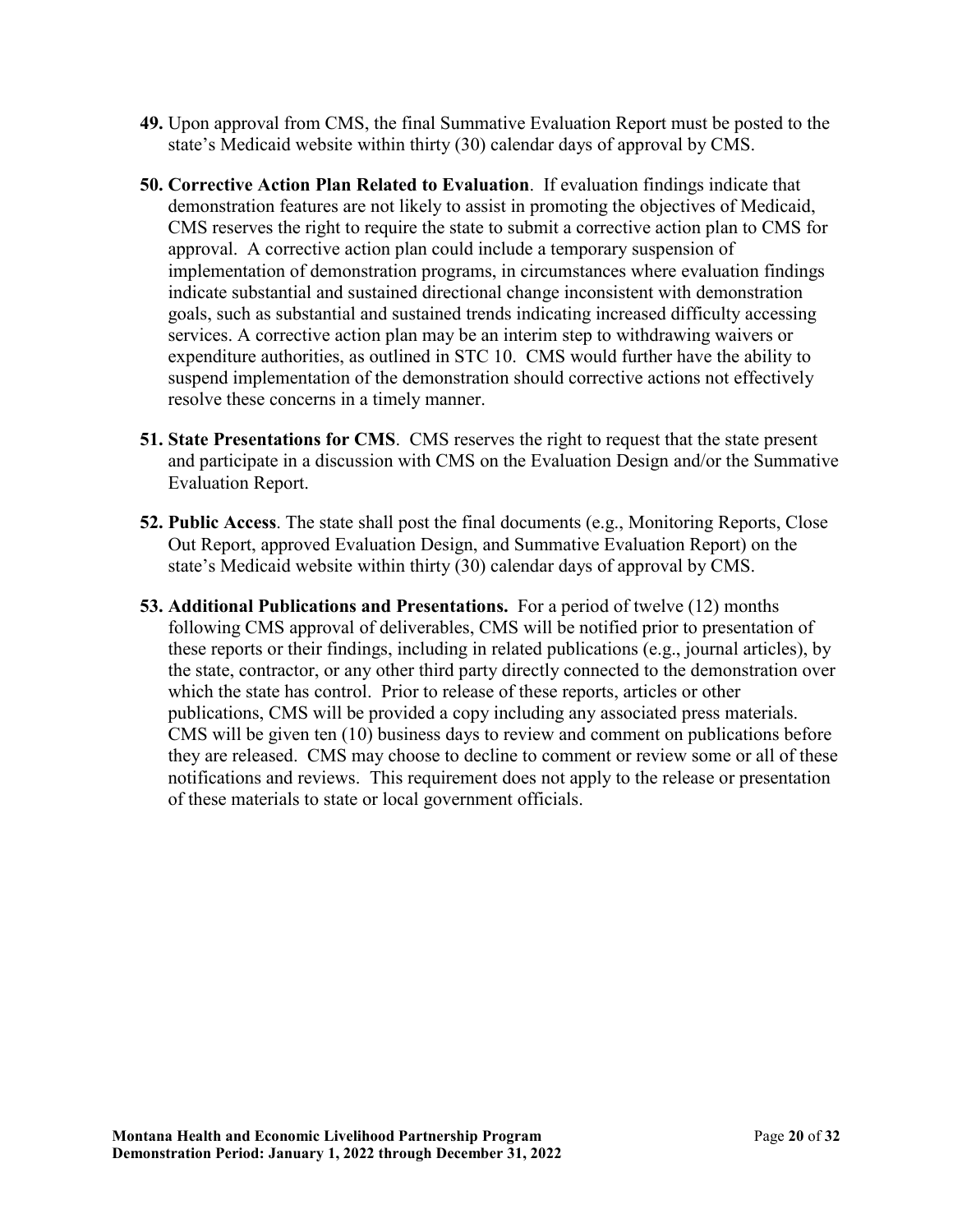**49.** Upon approval from CMS, the final Summative Evaluation Report must be posted to the state's Medicaid website within thirty (30) calendar days of approval by CMS.

**50. Corrective Action Plan Related to Evaluation**. If evaluation findings indicate that demonstration features are not likely to assist in promoting the objectives of Medicaid, CMS reserves the right to require the state to submit a corrective action plan to CMS for approval. A corrective action plan could include a temporary suspension of implementation of demonstration programs, in circumstances where evaluation findings indicate substantial and sustained directional change inconsistent with demonstration goals, such as substantial and sustained trends indicating increased difficulty accessing services. A corrective action plan may be an interim step to withdrawing waivers or expenditure authorities, as outlined in STC 10. CMS would further have the ability to suspend implementation of the demonstration should corrective actions not effectively resolve these concerns in a timely manner.

**51. State Presentations for CMS**. CMS reserves the right to request that the state present and participate in a discussion with CMS on the Evaluation Design and/or the Summative Evaluation Report.

**52. Public Access**. The state shall post the final documents (e.g., Monitoring Reports, Close Out Report, approved Evaluation Design, and Summative Evaluation Report) on the state's Medicaid website within thirty (30) calendar days of approval by CMS.

**53. Additional Publications and Presentations.** For a period of twelve (12) months following CMS approval of deliverables, CMS will be notified prior to presentation of these reports or their findings, including in related publications (e.g., journal articles), by the state, contractor, or any other third party directly connected to the demonstration over which the state has control. Prior to release of these reports, articles or other publications, CMS will be provided a copy including any associated press materials. CMS will be given ten (10) business days to review and comment on publications before they are released. CMS may choose to decline to comment or review some or all of these notifications and reviews. This requirement does not apply to the release or presentation of these materials to state or local government officials.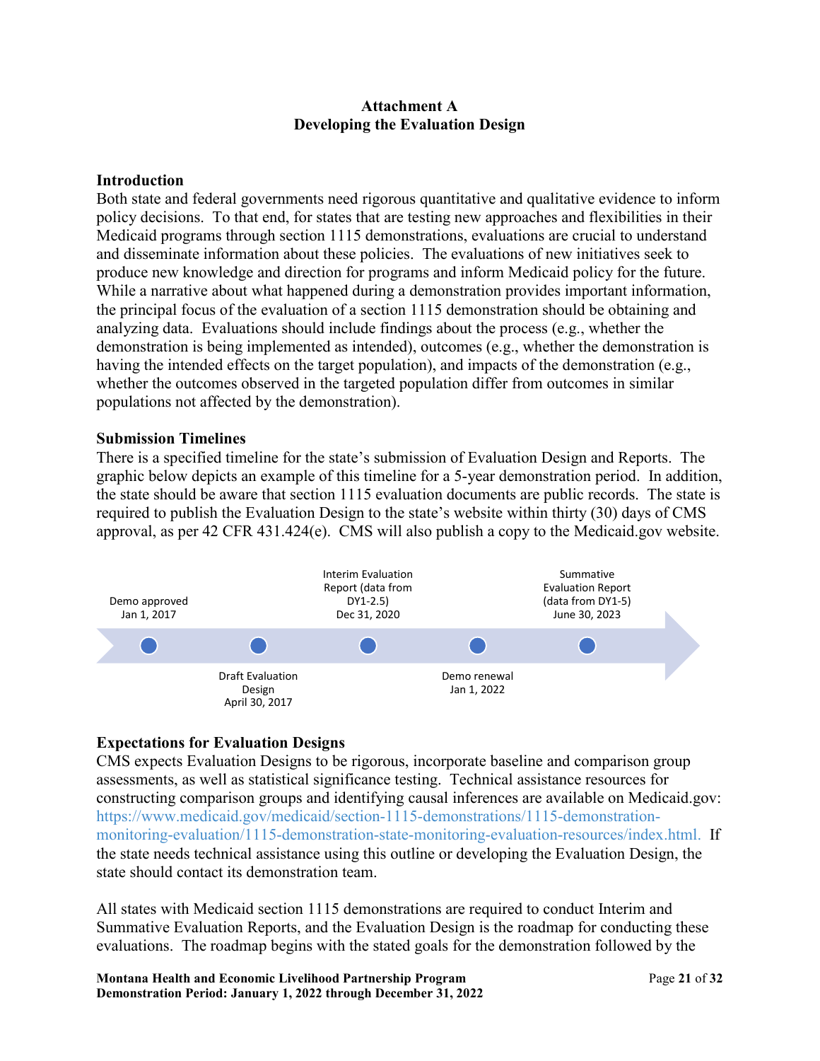**Attachment A**
**Developing the Evaluation Design**

### Introduction

Both state and federal governments need rigorous quantitative and qualitative evidence to inform policy decisions. To that end, for states that are testing new approaches and flexibilities in their Medicaid programs through section 1115 demonstrations, evaluations are crucial to understand and disseminate information about these policies. The evaluations of new initiatives seek to produce new knowledge and direction for programs and inform Medicaid policy for the future. While a narrative about what happened during a demonstration provides important information, the principal focus of the evaluation of a section 1115 demonstration should be obtaining and analyzing data. Evaluations should include findings about the process (e.g., whether the demonstration is being implemented as intended), outcomes (e.g., whether the demonstration is having the intended effects on the target population), and impacts of the demonstration (e.g., whether the outcomes observed in the targeted population differ from outcomes in similar populations not affected by the demonstration).

### Submission Timelines

There is a specified timeline for the state's submission of Evaluation Design and Reports. The graphic below depicts an example of this timeline for a 5-year demonstration period. In addition, the state should be aware that section 1115 evaluation documents are public records. The state is required to publish the Evaluation Design to the state's website within thirty (30) days of CMS approval, as per 42 CFR 431.424(e). CMS will also publish a copy to the Medicaid.gov website.

- Demo approved Jan 1, 2017
- Draft Evaluation Design April 30, 2017
- Interim Evaluation Report (data from DY1-2.5) Dec 31, 2020
- Demo renewal Jan 1, 2022
- Summative Evaluation Report (data from DY1-5) June 30, 2023

### Expectations for Evaluation Designs

CMS expects Evaluation Designs to be rigorous, incorporate baseline and comparison group assessments, as well as statistical significance testing. Technical assistance resources for constructing comparison groups and identifying causal inferences are available on Medicaid.gov: https://www.medicaid.gov/medicaid/section-1115-demonstrations/1115-demonstration-monitoring-evaluation/1115-demonstration-state-monitoring-evaluation-resources/index.html. If the state needs technical assistance using this outline or developing the Evaluation Design, the state should contact its demonstration team.

All states with Medicaid section 1115 demonstrations are required to conduct Interim and Summative Evaluation Reports, and the Evaluation Design is the roadmap for conducting these evaluations. The roadmap begins with the stated goals for the demonstration followed by the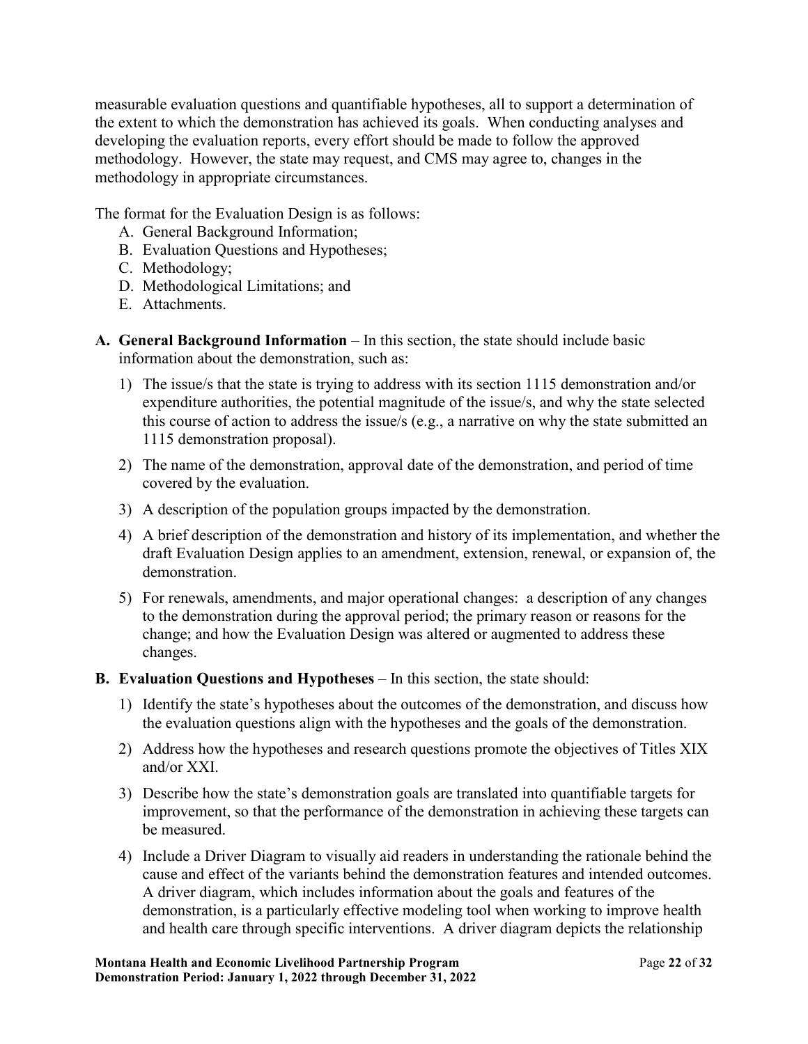measurable evaluation questions and quantifiable hypotheses, all to support a determination of the extent to which the demonstration has achieved its goals. When conducting analyses and developing the evaluation reports, every effort should be made to follow the approved methodology. However, the state may request, and CMS may agree to, changes in the methodology in appropriate circumstances.

The format for the Evaluation Design is as follows:

A. General Background Information;
B. Evaluation Questions and Hypotheses;
C. Methodology;
D. Methodological Limitations; and
E. Attachments.

**A. General Background Information** – In this section, the state should include basic information about the demonstration, such as:

1) The issue/s that the state is trying to address with its section 1115 demonstration and/or expenditure authorities, the potential magnitude of the issue/s, and why the state selected this course of action to address the issue/s (e.g., a narrative on why the state submitted an 1115 demonstration proposal).
2) The name of the demonstration, approval date of the demonstration, and period of time covered by the evaluation.
3) A description of the population groups impacted by the demonstration.
4) A brief description of the demonstration and history of its implementation, and whether the draft Evaluation Design applies to an amendment, extension, renewal, or expansion of, the demonstration.
5) For renewals, amendments, and major operational changes: a description of any changes to the demonstration during the approval period; the primary reason or reasons for the change; and how the Evaluation Design was altered or augmented to address these changes.

**B. Evaluation Questions and Hypotheses** – In this section, the state should:

1) Identify the state's hypotheses about the outcomes of the demonstration, and discuss how the evaluation questions align with the hypotheses and the goals of the demonstration.
2) Address how the hypotheses and research questions promote the objectives of Titles XIX and/or XXI.
3) Describe how the state's demonstration goals are translated into quantifiable targets for improvement, so that the performance of the demonstration in achieving these targets can be measured.
4) Include a Driver Diagram to visually aid readers in understanding the rationale behind the cause and effect of the variants behind the demonstration features and intended outcomes. A driver diagram, which includes information about the goals and features of the demonstration, is a particularly effective modeling tool when working to improve health and health care through specific interventions. A driver diagram depicts the relationship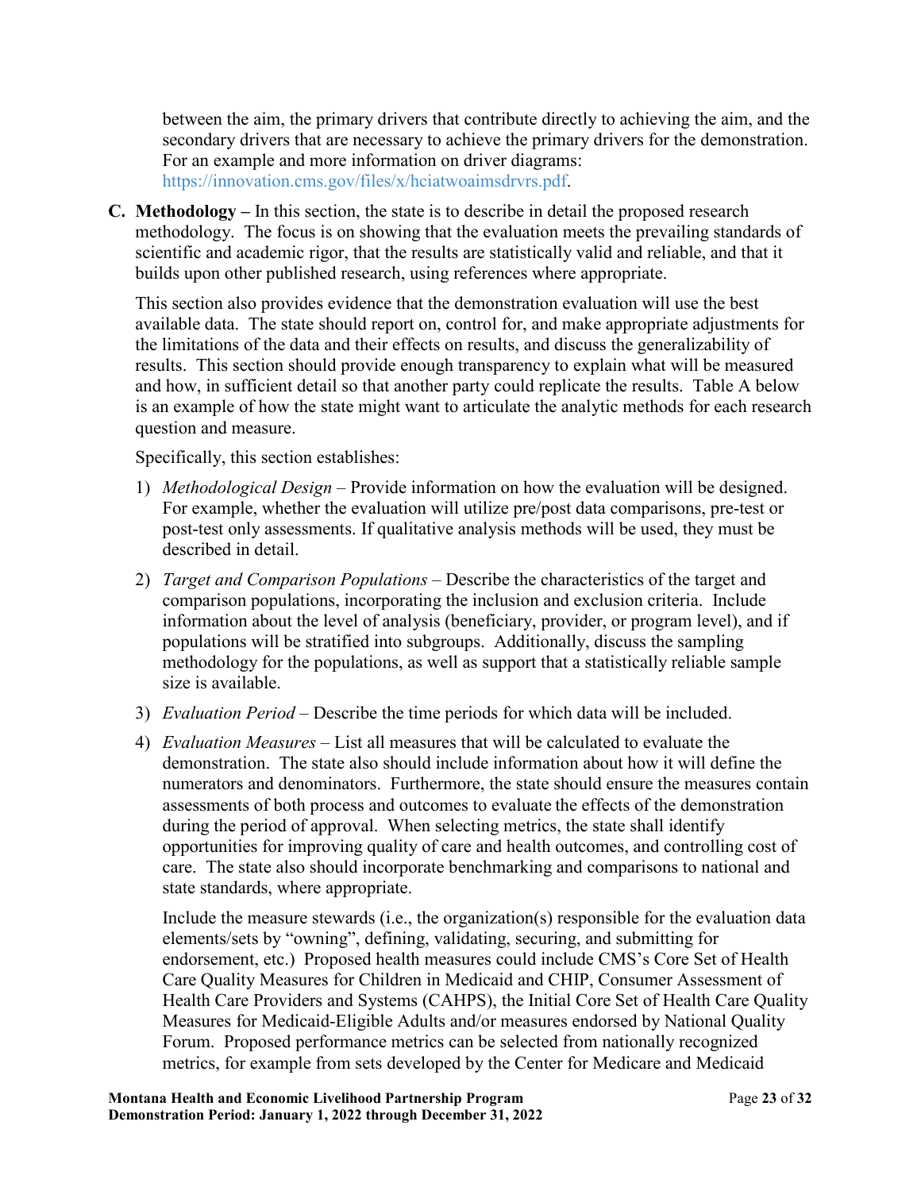between the aim, the primary drivers that contribute directly to achieving the aim, and the secondary drivers that are necessary to achieve the primary drivers for the demonstration. For an example and more information on driver diagrams: https://innovation.cms.gov/files/x/hciatwoaimsdrvrs.pdf.

**C. Methodology –** In this section, the state is to describe in detail the proposed research methodology. The focus is on showing that the evaluation meets the prevailing standards of scientific and academic rigor, that the results are statistically valid and reliable, and that it builds upon other published research, using references where appropriate.

This section also provides evidence that the demonstration evaluation will use the best available data. The state should report on, control for, and make appropriate adjustments for the limitations of the data and their effects on results, and discuss the generalizability of results. This section should provide enough transparency to explain what will be measured and how, in sufficient detail so that another party could replicate the results. Table A below is an example of how the state might want to articulate the analytic methods for each research question and measure.

Specifically, this section establishes:

1) *Methodological Design* – Provide information on how the evaluation will be designed. For example, whether the evaluation will utilize pre/post data comparisons, pre-test or post-test only assessments. If qualitative analysis methods will be used, they must be described in detail.

2) *Target and Comparison Populations* – Describe the characteristics of the target and comparison populations, incorporating the inclusion and exclusion criteria. Include information about the level of analysis (beneficiary, provider, or program level), and if populations will be stratified into subgroups. Additionally, discuss the sampling methodology for the populations, as well as support that a statistically reliable sample size is available.

3) *Evaluation Period* – Describe the time periods for which data will be included.

4) *Evaluation Measures* – List all measures that will be calculated to evaluate the demonstration. The state also should include information about how it will define the numerators and denominators. Furthermore, the state should ensure the measures contain assessments of both process and outcomes to evaluate the effects of the demonstration during the period of approval. When selecting metrics, the state shall identify opportunities for improving quality of care and health outcomes, and controlling cost of care. The state also should incorporate benchmarking and comparisons to national and state standards, where appropriate.

   Include the measure stewards (i.e., the organization(s) responsible for the evaluation data elements/sets by "owning", defining, validating, securing, and submitting for endorsement, etc.) Proposed health measures could include CMS's Core Set of Health Care Quality Measures for Children in Medicaid and CHIP, Consumer Assessment of Health Care Providers and Systems (CAHPS), the Initial Core Set of Health Care Quality Measures for Medicaid-Eligible Adults and/or measures endorsed by National Quality Forum. Proposed performance metrics can be selected from nationally recognized metrics, for example from sets developed by the Center for Medicare and Medicaid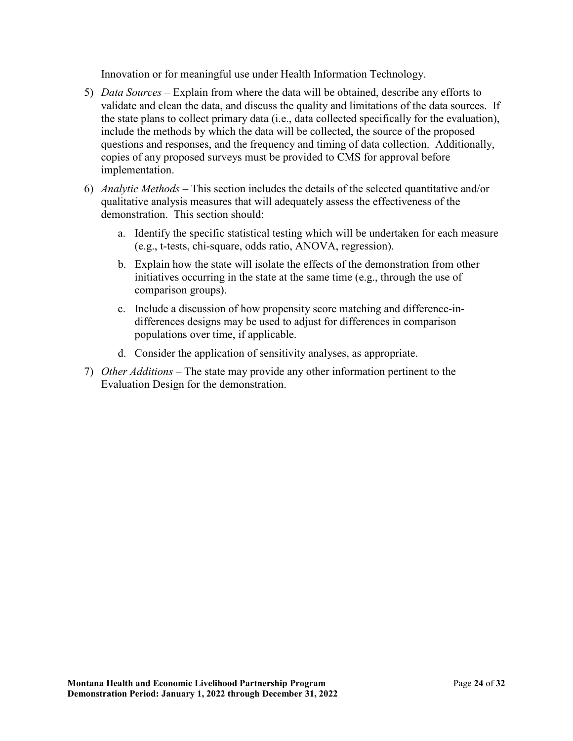Innovation or for meaningful use under Health Information Technology.

5) *Data Sources* – Explain from where the data will be obtained, describe any efforts to validate and clean the data, and discuss the quality and limitations of the data sources. If the state plans to collect primary data (i.e., data collected specifically for the evaluation), include the methods by which the data will be collected, the source of the proposed questions and responses, and the frequency and timing of data collection. Additionally, copies of any proposed surveys must be provided to CMS for approval before implementation.

6) *Analytic Methods* – This section includes the details of the selected quantitative and/or qualitative analysis measures that will adequately assess the effectiveness of the demonstration. This section should:

   a. Identify the specific statistical testing which will be undertaken for each measure (e.g., t-tests, chi-square, odds ratio, ANOVA, regression).

   b. Explain how the state will isolate the effects of the demonstration from other initiatives occurring in the state at the same time (e.g., through the use of comparison groups).

   c. Include a discussion of how propensity score matching and difference-in-differences designs may be used to adjust for differences in comparison populations over time, if applicable.

   d. Consider the application of sensitivity analyses, as appropriate.

7) *Other Additions* – The state may provide any other information pertinent to the Evaluation Design for the demonstration.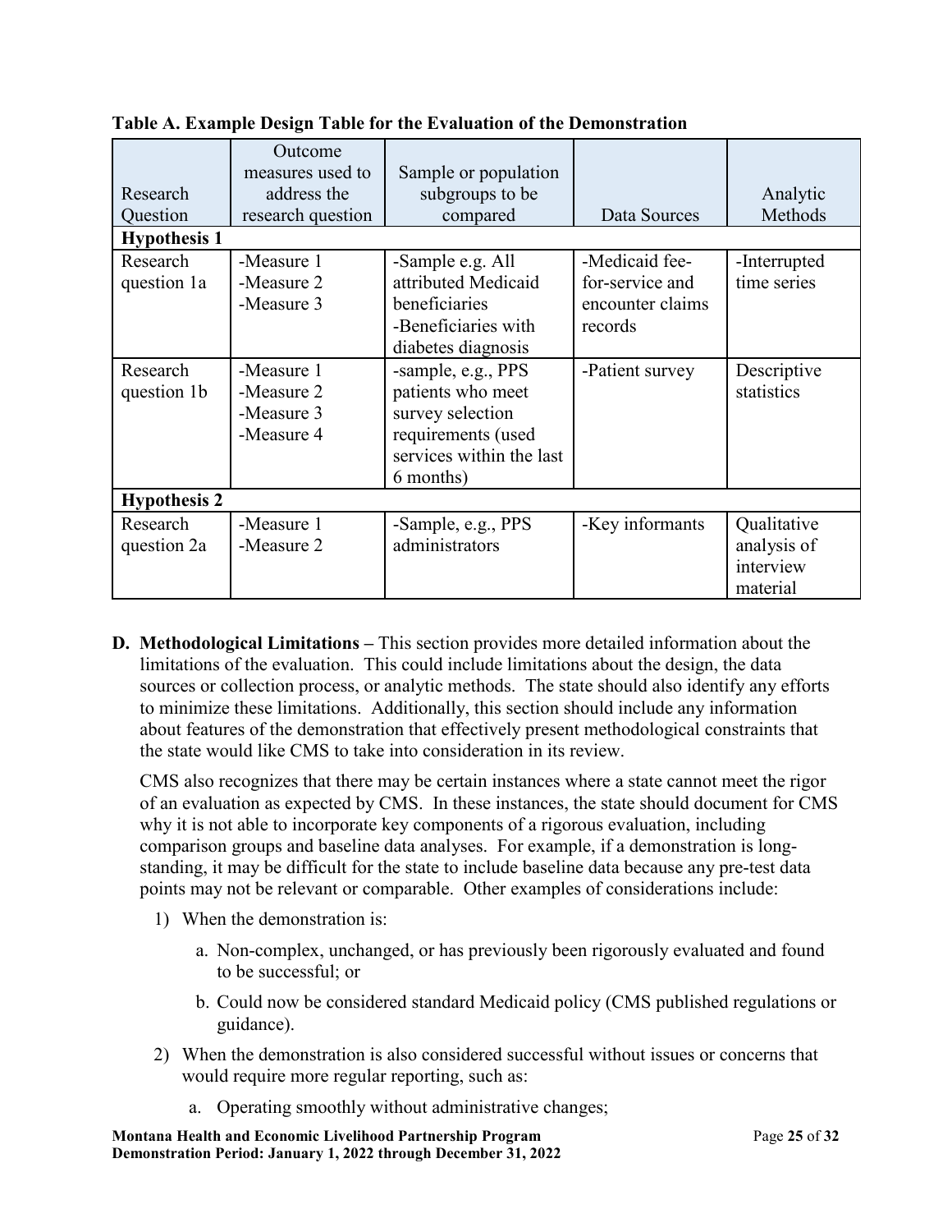**Table A. Example Design Table for the Evaluation of the Demonstration**

| Research Question | Outcome measures used to address the research question | Sample or population subgroups to be compared | Data Sources | Analytic Methods |
|---|---|---|---|---|
| **Hypothesis 1** | | | | |
| Research question 1a | -Measure 1<br>-Measure 2<br>-Measure 3 | -Sample e.g. All attributed Medicaid beneficiaries<br>-Beneficiaries with diabetes diagnosis | -Medicaid fee-for-service and encounter claims records | -Interrupted time series |
| Research question 1b | -Measure 1<br>-Measure 2<br>-Measure 3<br>-Measure 4 | -sample, e.g., PPS patients who meet survey selection requirements (used services within the last 6 months) | -Patient survey | Descriptive statistics |
| **Hypothesis 2** | | | | |
| Research question 2a | -Measure 1<br>-Measure 2 | -Sample, e.g., PPS administrators | -Key informants | Qualitative analysis of interview material |

**D. Methodological Limitations –** This section provides more detailed information about the limitations of the evaluation. This could include limitations about the design, the data sources or collection process, or analytic methods. The state should also identify any efforts to minimize these limitations. Additionally, this section should include any information about features of the demonstration that effectively present methodological constraints that the state would like CMS to take into consideration in its review.

CMS also recognizes that there may be certain instances where a state cannot meet the rigor of an evaluation as expected by CMS. In these instances, the state should document for CMS why it is not able to incorporate key components of a rigorous evaluation, including comparison groups and baseline data analyses. For example, if a demonstration is long-standing, it may be difficult for the state to include baseline data because any pre-test data points may not be relevant or comparable. Other examples of considerations include:

1) When the demonstration is:

    a. Non-complex, unchanged, or has previously been rigorously evaluated and found to be successful; or

    b. Could now be considered standard Medicaid policy (CMS published regulations or guidance).

2) When the demonstration is also considered successful without issues or concerns that would require more regular reporting, such as:

    a. Operating smoothly without administrative changes;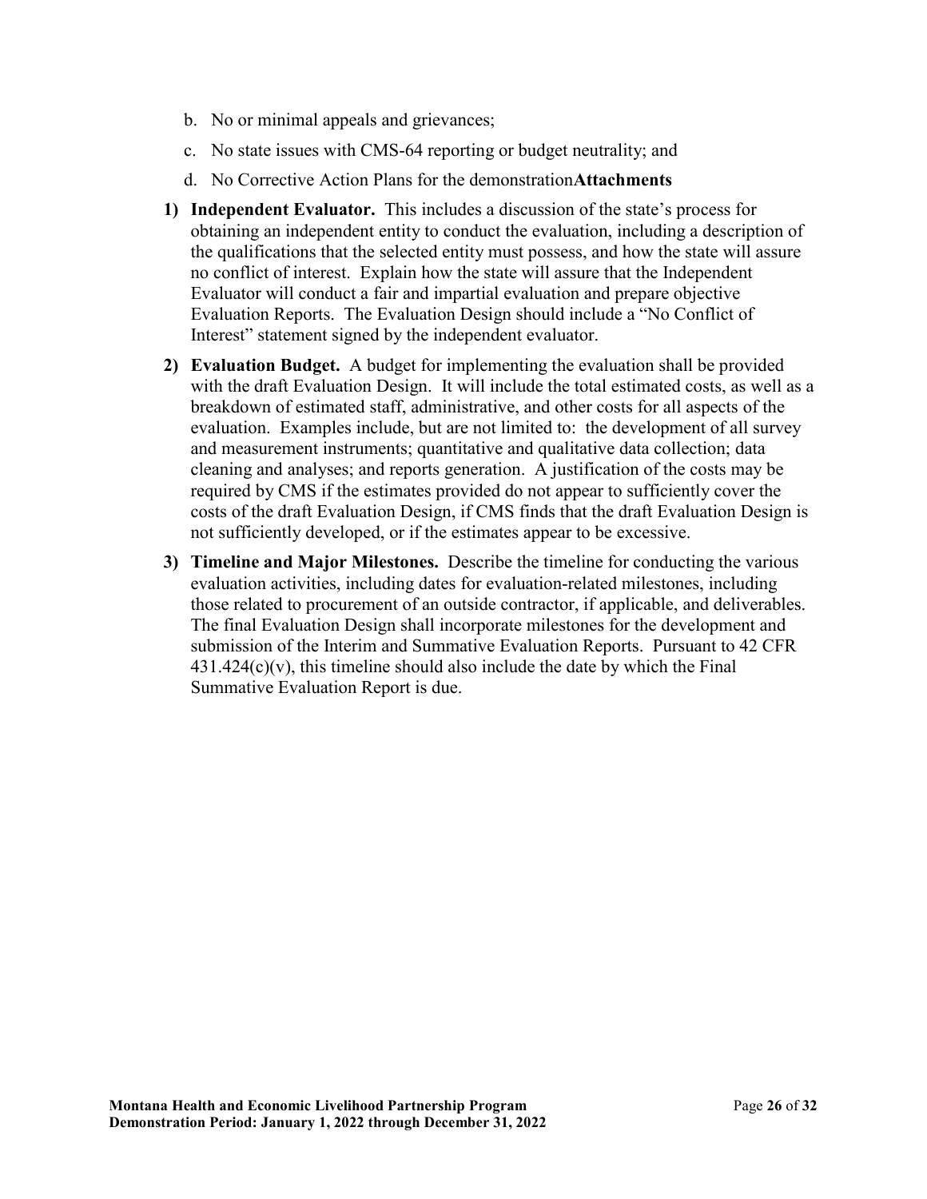b. No or minimal appeals and grievances;

c. No state issues with CMS-64 reporting or budget neutrality; and

d. No Corrective Action Plans for the demonstration**Attachments**

1) **Independent Evaluator.** This includes a discussion of the state's process for obtaining an independent entity to conduct the evaluation, including a description of the qualifications that the selected entity must possess, and how the state will assure no conflict of interest. Explain how the state will assure that the Independent Evaluator will conduct a fair and impartial evaluation and prepare objective Evaluation Reports. The Evaluation Design should include a "No Conflict of Interest" statement signed by the independent evaluator.

2) **Evaluation Budget.** A budget for implementing the evaluation shall be provided with the draft Evaluation Design. It will include the total estimated costs, as well as a breakdown of estimated staff, administrative, and other costs for all aspects of the evaluation. Examples include, but are not limited to: the development of all survey and measurement instruments; quantitative and qualitative data collection; data cleaning and analyses; and reports generation. A justification of the costs may be required by CMS if the estimates provided do not appear to sufficiently cover the costs of the draft Evaluation Design, if CMS finds that the draft Evaluation Design is not sufficiently developed, or if the estimates appear to be excessive.

3) **Timeline and Major Milestones.** Describe the timeline for conducting the various evaluation activities, including dates for evaluation-related milestones, including those related to procurement of an outside contractor, if applicable, and deliverables. The final Evaluation Design shall incorporate milestones for the development and submission of the Interim and Summative Evaluation Reports. Pursuant to 42 CFR 431.424(c)(v), this timeline should also include the date by which the Final Summative Evaluation Report is due.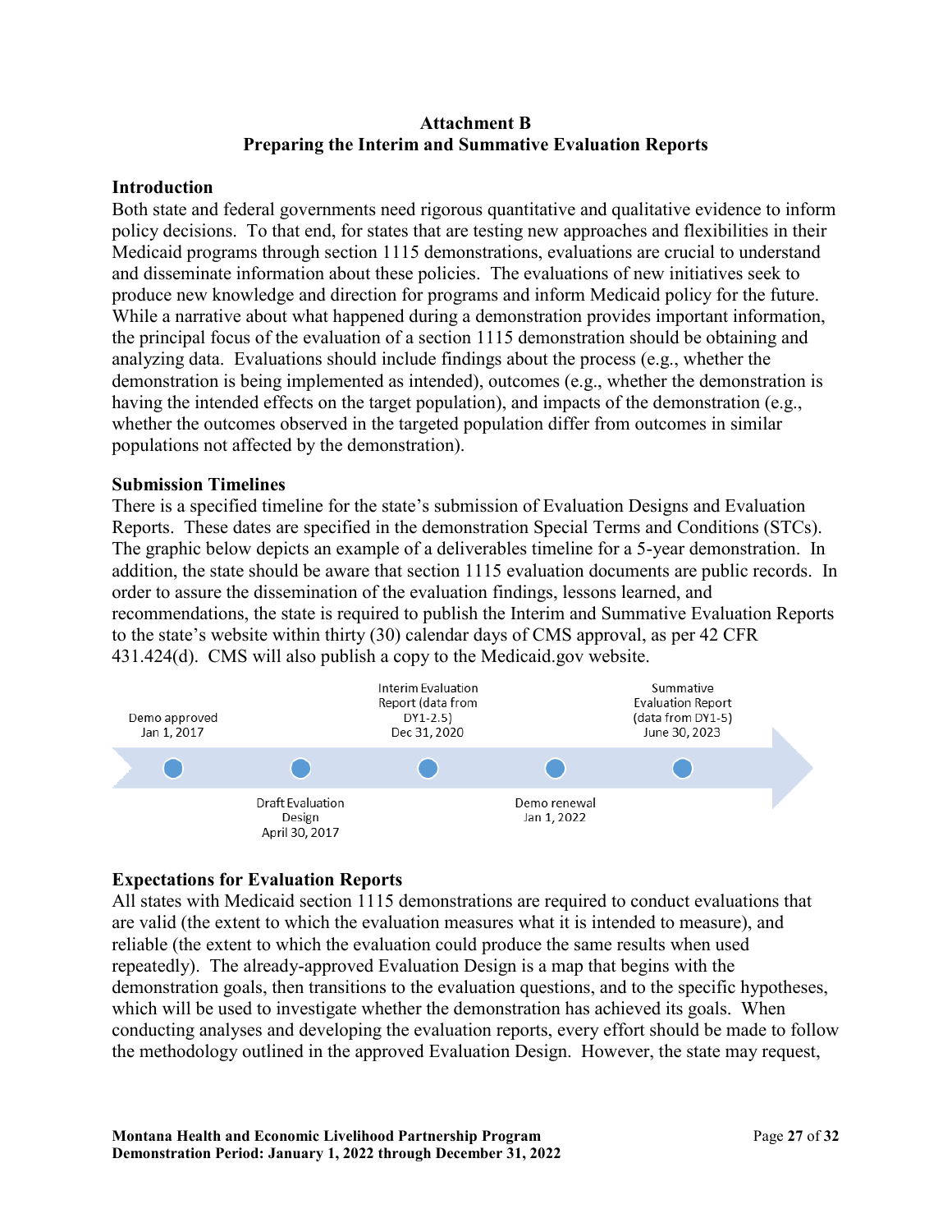**Attachment B**
**Preparing the Interim and Summative Evaluation Reports**

**Introduction**

Both state and federal governments need rigorous quantitative and qualitative evidence to inform policy decisions. To that end, for states that are testing new approaches and flexibilities in their Medicaid programs through section 1115 demonstrations, evaluations are crucial to understand and disseminate information about these policies. The evaluations of new initiatives seek to produce new knowledge and direction for programs and inform Medicaid policy for the future. While a narrative about what happened during a demonstration provides important information, the principal focus of the evaluation of a section 1115 demonstration should be obtaining and analyzing data. Evaluations should include findings about the process (e.g., whether the demonstration is being implemented as intended), outcomes (e.g., whether the demonstration is having the intended effects on the target population), and impacts of the demonstration (e.g., whether the outcomes observed in the targeted population differ from outcomes in similar populations not affected by the demonstration).

**Submission Timelines**

There is a specified timeline for the state's submission of Evaluation Designs and Evaluation Reports. These dates are specified in the demonstration Special Terms and Conditions (STCs). The graphic below depicts an example of a deliverables timeline for a 5-year demonstration. In addition, the state should be aware that section 1115 evaluation documents are public records. In order to assure the dissemination of the evaluation findings, lessons learned, and recommendations, the state is required to publish the Interim and Summative Evaluation Reports to the state's website within thirty (30) calendar days of CMS approval, as per 42 CFR 431.424(d). CMS will also publish a copy to the Medicaid.gov website.

- Demo approved Jan 1, 2017
- Draft Evaluation Design April 30, 2017
- Interim Evaluation Report (data from DY1-2.5) Dec 31, 2020
- Demo renewal Jan 1, 2022
- Summative Evaluation Report (data from DY1-5) June 30, 2023

**Expectations for Evaluation Reports**

All states with Medicaid section 1115 demonstrations are required to conduct evaluations that are valid (the extent to which the evaluation measures what it is intended to measure), and reliable (the extent to which the evaluation could produce the same results when used repeatedly). The already-approved Evaluation Design is a map that begins with the demonstration goals, then transitions to the evaluation questions, and to the specific hypotheses, which will be used to investigate whether the demonstration has achieved its goals. When conducting analyses and developing the evaluation reports, every effort should be made to follow the methodology outlined in the approved Evaluation Design. However, the state may request,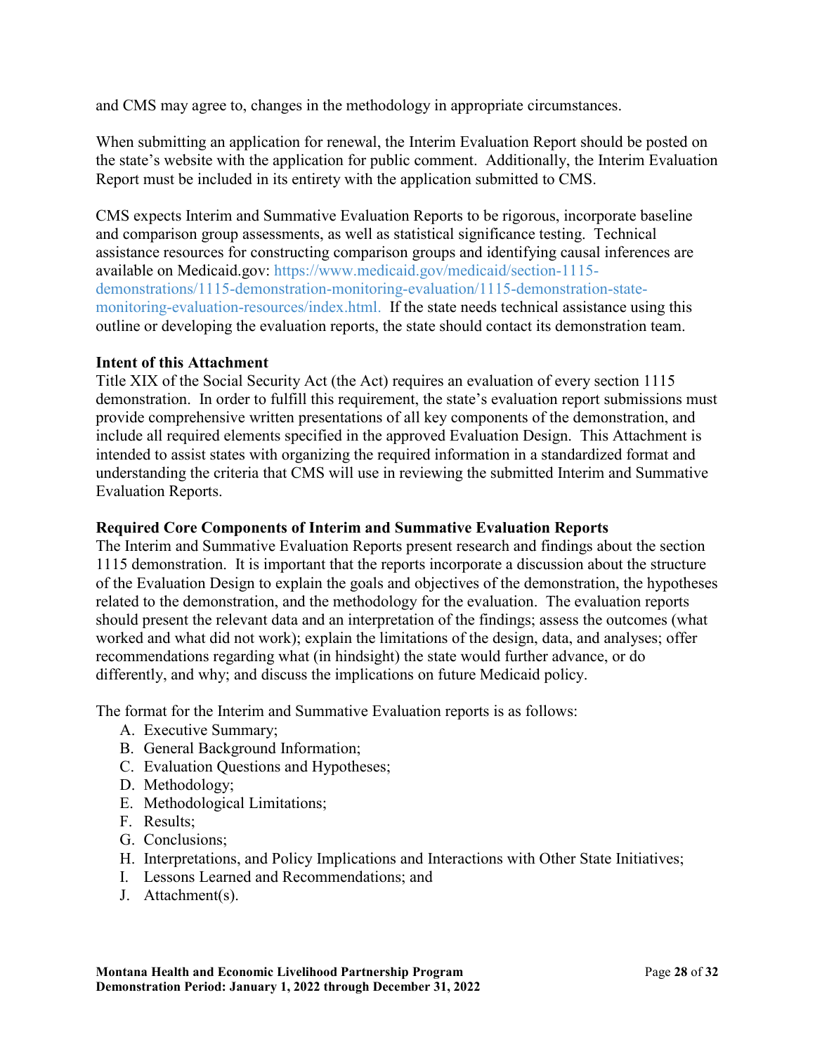and CMS may agree to, changes in the methodology in appropriate circumstances.

When submitting an application for renewal, the Interim Evaluation Report should be posted on the state's website with the application for public comment. Additionally, the Interim Evaluation Report must be included in its entirety with the application submitted to CMS.

CMS expects Interim and Summative Evaluation Reports to be rigorous, incorporate baseline and comparison group assessments, as well as statistical significance testing. Technical assistance resources for constructing comparison groups and identifying causal inferences are available on Medicaid.gov: https://www.medicaid.gov/medicaid/section-1115-demonstrations/1115-demonstration-monitoring-evaluation/1115-demonstration-state-monitoring-evaluation-resources/index.html. If the state needs technical assistance using this outline or developing the evaluation reports, the state should contact its demonstration team.

**Intent of this Attachment**

Title XIX of the Social Security Act (the Act) requires an evaluation of every section 1115 demonstration. In order to fulfill this requirement, the state's evaluation report submissions must provide comprehensive written presentations of all key components of the demonstration, and include all required elements specified in the approved Evaluation Design. This Attachment is intended to assist states with organizing the required information in a standardized format and understanding the criteria that CMS will use in reviewing the submitted Interim and Summative Evaluation Reports.

**Required Core Components of Interim and Summative Evaluation Reports**

The Interim and Summative Evaluation Reports present research and findings about the section 1115 demonstration. It is important that the reports incorporate a discussion about the structure of the Evaluation Design to explain the goals and objectives of the demonstration, the hypotheses related to the demonstration, and the methodology for the evaluation. The evaluation reports should present the relevant data and an interpretation of the findings; assess the outcomes (what worked and what did not work); explain the limitations of the design, data, and analyses; offer recommendations regarding what (in hindsight) the state would further advance, or do differently, and why; and discuss the implications on future Medicaid policy.

The format for the Interim and Summative Evaluation reports is as follows:

A. Executive Summary;
B. General Background Information;
C. Evaluation Questions and Hypotheses;
D. Methodology;
E. Methodological Limitations;
F. Results;
G. Conclusions;
H. Interpretations, and Policy Implications and Interactions with Other State Initiatives;
I. Lessons Learned and Recommendations; and
J. Attachment(s).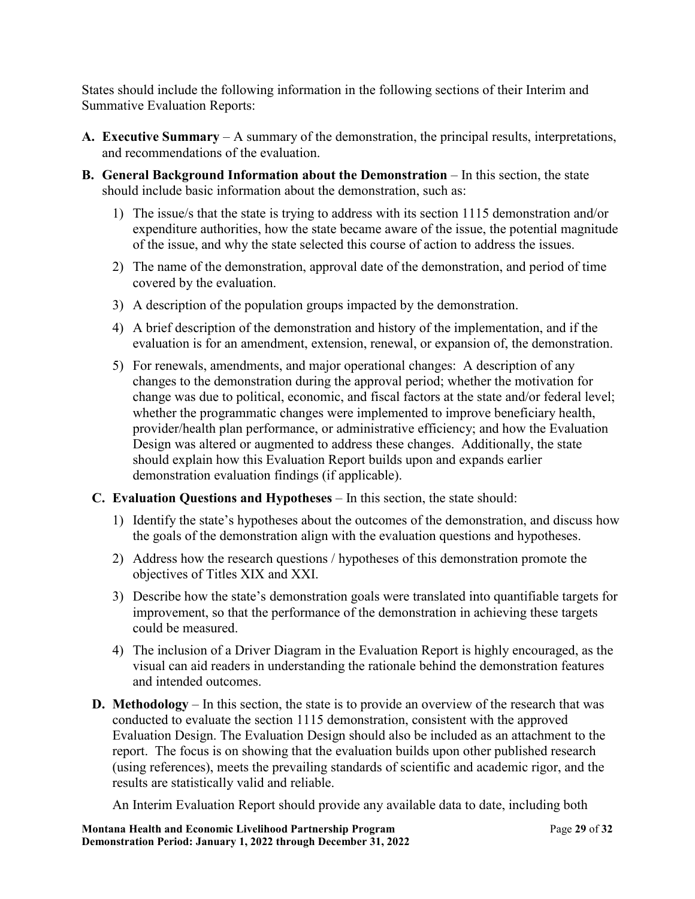States should include the following information in the following sections of their Interim and Summative Evaluation Reports:

**A. Executive Summary** – A summary of the demonstration, the principal results, interpretations, and recommendations of the evaluation.

**B. General Background Information about the Demonstration** – In this section, the state should include basic information about the demonstration, such as:

1) The issue/s that the state is trying to address with its section 1115 demonstration and/or expenditure authorities, how the state became aware of the issue, the potential magnitude of the issue, and why the state selected this course of action to address the issues.
2) The name of the demonstration, approval date of the demonstration, and period of time covered by the evaluation.
3) A description of the population groups impacted by the demonstration.
4) A brief description of the demonstration and history of the implementation, and if the evaluation is for an amendment, extension, renewal, or expansion of, the demonstration.
5) For renewals, amendments, and major operational changes: A description of any changes to the demonstration during the approval period; whether the motivation for change was due to political, economic, and fiscal factors at the state and/or federal level; whether the programmatic changes were implemented to improve beneficiary health, provider/health plan performance, or administrative efficiency; and how the Evaluation Design was altered or augmented to address these changes. Additionally, the state should explain how this Evaluation Report builds upon and expands earlier demonstration evaluation findings (if applicable).

**C. Evaluation Questions and Hypotheses** – In this section, the state should:

1) Identify the state's hypotheses about the outcomes of the demonstration, and discuss how the goals of the demonstration align with the evaluation questions and hypotheses.
2) Address how the research questions / hypotheses of this demonstration promote the objectives of Titles XIX and XXI.
3) Describe how the state's demonstration goals were translated into quantifiable targets for improvement, so that the performance of the demonstration in achieving these targets could be measured.
4) The inclusion of a Driver Diagram in the Evaluation Report is highly encouraged, as the visual can aid readers in understanding the rationale behind the demonstration features and intended outcomes.

**D. Methodology** – In this section, the state is to provide an overview of the research that was conducted to evaluate the section 1115 demonstration, consistent with the approved Evaluation Design. The Evaluation Design should also be included as an attachment to the report. The focus is on showing that the evaluation builds upon other published research (using references), meets the prevailing standards of scientific and academic rigor, and the results are statistically valid and reliable.

An Interim Evaluation Report should provide any available data to date, including both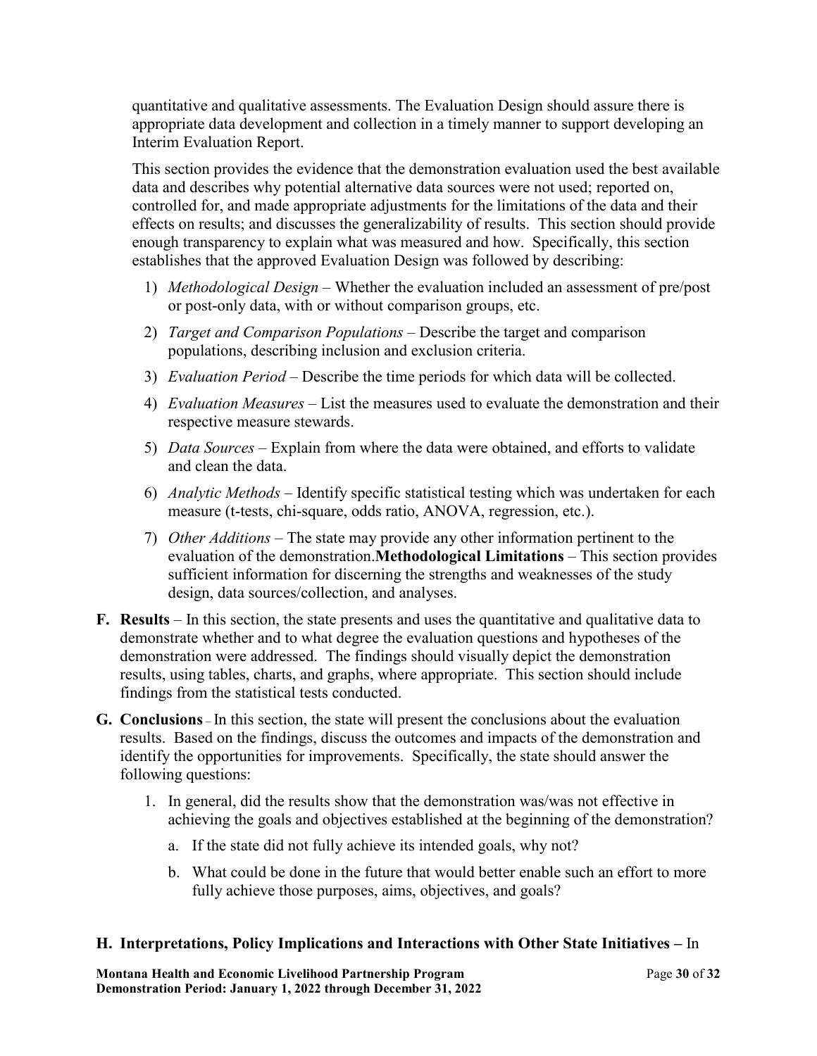quantitative and qualitative assessments. The Evaluation Design should assure there is appropriate data development and collection in a timely manner to support developing an Interim Evaluation Report.

This section provides the evidence that the demonstration evaluation used the best available data and describes why potential alternative data sources were not used; reported on, controlled for, and made appropriate adjustments for the limitations of the data and their effects on results; and discusses the generalizability of results. This section should provide enough transparency to explain what was measured and how. Specifically, this section establishes that the approved Evaluation Design was followed by describing:

1) *Methodological Design* – Whether the evaluation included an assessment of pre/post or post-only data, with or without comparison groups, etc.
2) *Target and Comparison Populations* – Describe the target and comparison populations, describing inclusion and exclusion criteria.
3) *Evaluation Period* – Describe the time periods for which data will be collected.
4) *Evaluation Measures* – List the measures used to evaluate the demonstration and their respective measure stewards.
5) *Data Sources* – Explain from where the data were obtained, and efforts to validate and clean the data.
6) *Analytic Methods* – Identify specific statistical testing which was undertaken for each measure (t-tests, chi-square, odds ratio, ANOVA, regression, etc.).
7) *Other Additions* – The state may provide any other information pertinent to the evaluation of the demonstration.**Methodological Limitations** – This section provides sufficient information for discerning the strengths and weaknesses of the study design, data sources/collection, and analyses.

**F. Results** – In this section, the state presents and uses the quantitative and qualitative data to demonstrate whether and to what degree the evaluation questions and hypotheses of the demonstration were addressed. The findings should visually depict the demonstration results, using tables, charts, and graphs, where appropriate. This section should include findings from the statistical tests conducted.

**G. Conclusions** – In this section, the state will present the conclusions about the evaluation results. Based on the findings, discuss the outcomes and impacts of the demonstration and identify the opportunities for improvements. Specifically, the state should answer the following questions:

1. In general, did the results show that the demonstration was/was not effective in achieving the goals and objectives established at the beginning of the demonstration?
   a. If the state did not fully achieve its intended goals, why not?
   b. What could be done in the future that would better enable such an effort to more fully achieve those purposes, aims, objectives, and goals?

**H. Interpretations, Policy Implications and Interactions with Other State Initiatives –** In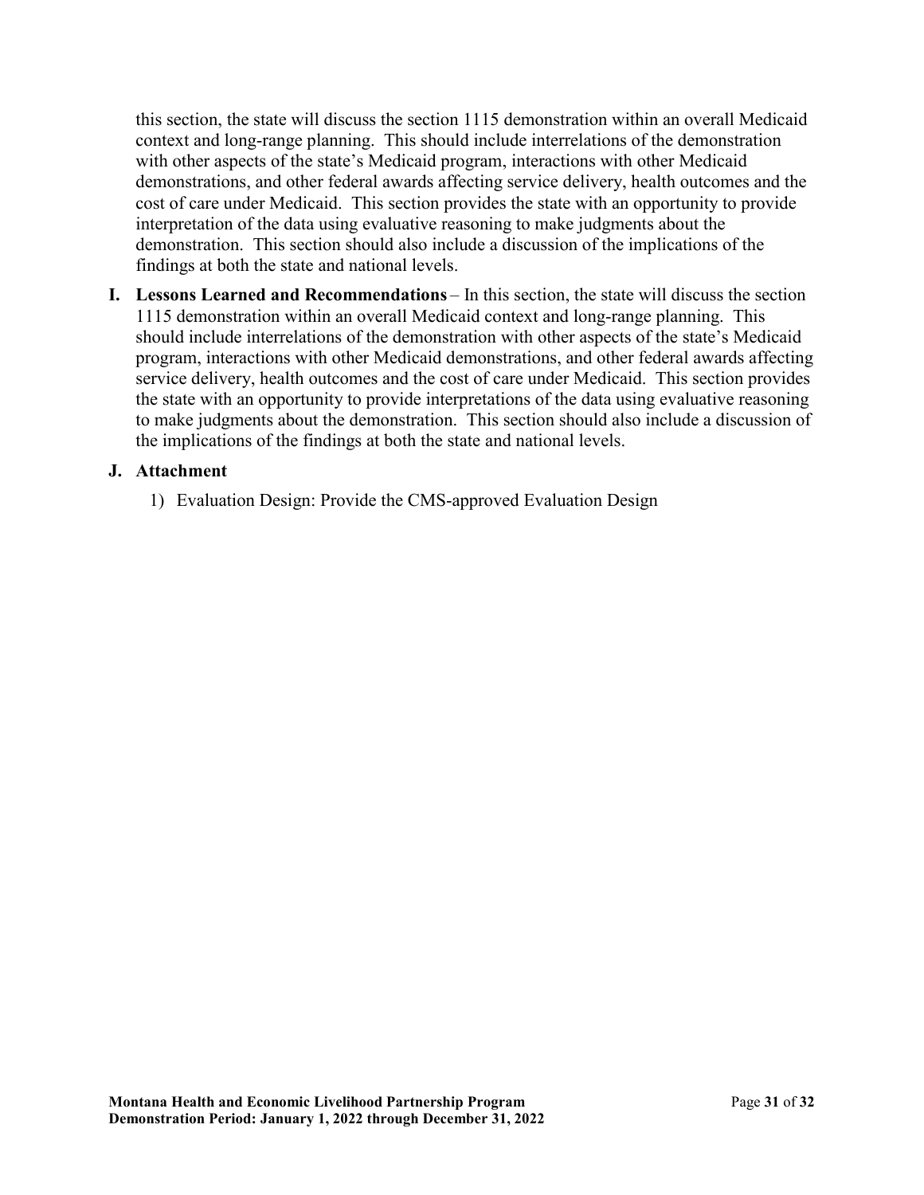this section, the state will discuss the section 1115 demonstration within an overall Medicaid context and long-range planning. This should include interrelations of the demonstration with other aspects of the state's Medicaid program, interactions with other Medicaid demonstrations, and other federal awards affecting service delivery, health outcomes and the cost of care under Medicaid. This section provides the state with an opportunity to provide interpretation of the data using evaluative reasoning to make judgments about the demonstration. This section should also include a discussion of the implications of the findings at both the state and national levels.

**I. Lessons Learned and Recommendations** – In this section, the state will discuss the section 1115 demonstration within an overall Medicaid context and long-range planning. This should include interrelations of the demonstration with other aspects of the state's Medicaid program, interactions with other Medicaid demonstrations, and other federal awards affecting service delivery, health outcomes and the cost of care under Medicaid. This section provides the state with an opportunity to provide interpretations of the data using evaluative reasoning to make judgments about the demonstration. This section should also include a discussion of the implications of the findings at both the state and national levels.

**J. Attachment**

1) Evaluation Design: Provide the CMS-approved Evaluation Design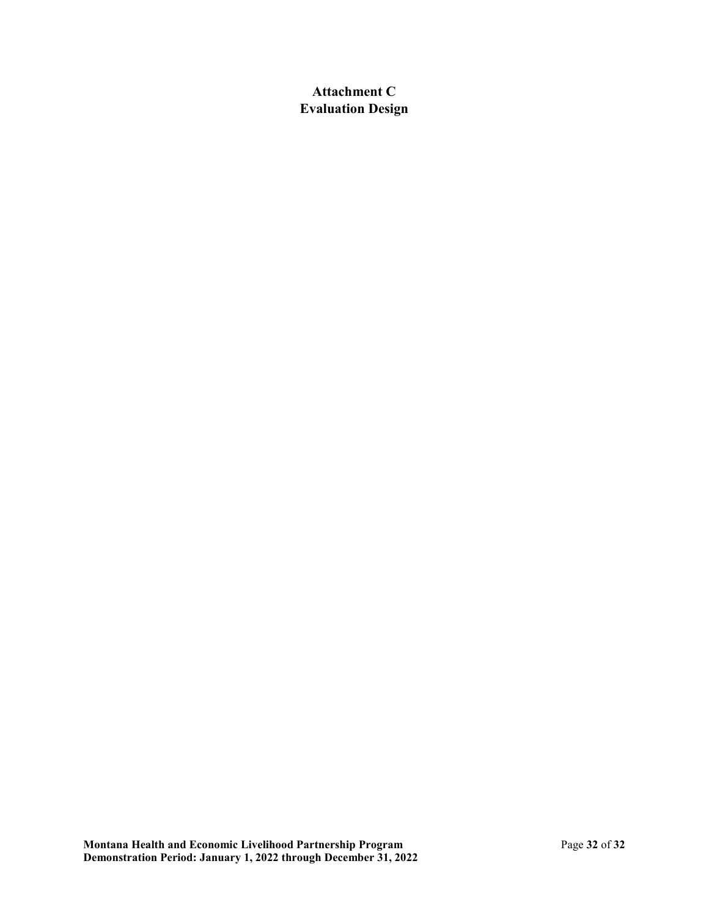# Attachment C
# Evaluation Design